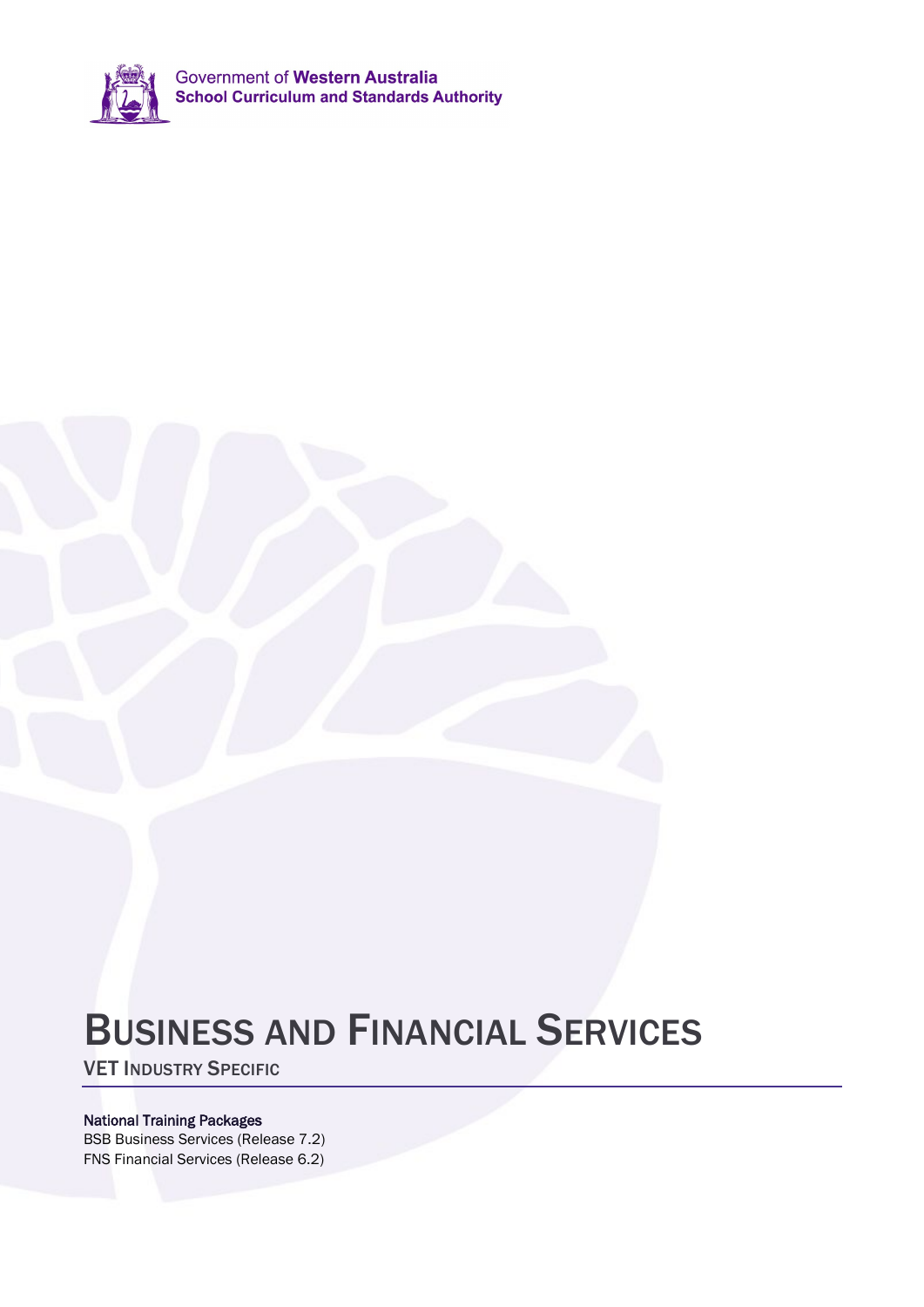Government of **Western Australia**
**School Curriculum and Standards Authority**

# Business and Financial Services

## VET Industry Specific

**National Training Packages**
BSB Business Services (Release 7.2)
FNS Financial Services (Release 6.2)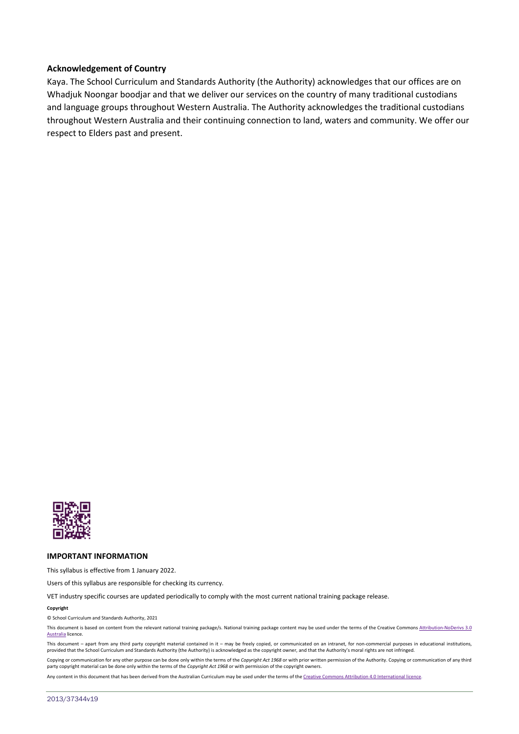**Acknowledgement of Country**

Kaya. The School Curriculum and Standards Authority (the Authority) acknowledges that our offices are on Whadjuk Noongar boodjar and that we deliver our services on the country of many traditional custodians and language groups throughout Western Australia. The Authority acknowledges the traditional custodians throughout Western Australia and their continuing connection to land, waters and community. We offer our respect to Elders past and present.

**IMPORTANT INFORMATION**

This syllabus is effective from 1 January 2022.

Users of this syllabus are responsible for checking its currency.

VET industry specific courses are updated periodically to comply with the most current national training package release.

**Copyright**

© School Curriculum and Standards Authority, 2021

This document is based on content from the relevant national training package/s. National training package content may be used under the terms of the Creative Commons Attribution-NoDerivs 3.0 Australia licence.

This document – apart from any third party copyright material contained in it – may be freely copied, or communicated on an intranet, for non-commercial purposes in educational institutions, provided that the School Curriculum and Standards Authority (the Authority) is acknowledged as the copyright owner, and that the Authority's moral rights are not infringed.

Copying or communication for any other purpose can be done only within the terms of the *Copyright Act 1968* or with prior written permission of the Authority. Copying or communication of any third party copyright material can be done only within the terms of the *Copyright Act 1968* or with permission of the copyright owners.

Any content in this document that has been derived from the Australian Curriculum may be used under the terms of the Creative Commons Attribution 4.0 International licence.

2013/37344v19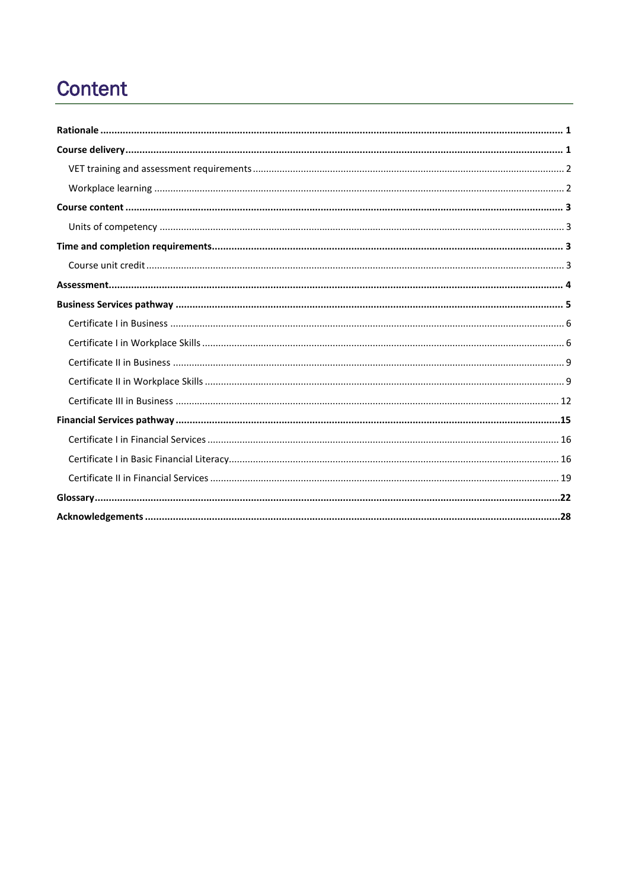# Content

**Rationale** ..... **1**

**Course delivery** ..... **1**

- VET training and assessment requirements ..... 2
- Workplace learning ..... 2

**Course content** ..... **3**

- Units of competency ..... 3

**Time and completion requirements** ..... **3**

- Course unit credit ..... 3

**Assessment** ..... **4**

**Business Services pathway** ..... **5**

- Certificate I in Business ..... 6
- Certificate I in Workplace Skills ..... 6
- Certificate II in Business ..... 9
- Certificate II in Workplace Skills ..... 9
- Certificate III in Business ..... 12

**Financial Services pathway** ..... **15**

- Certificate I in Financial Services ..... 16
- Certificate I in Basic Financial Literacy ..... 16
- Certificate II in Financial Services ..... 19

**Glossary** ..... **22**

**Acknowledgements** ..... **28**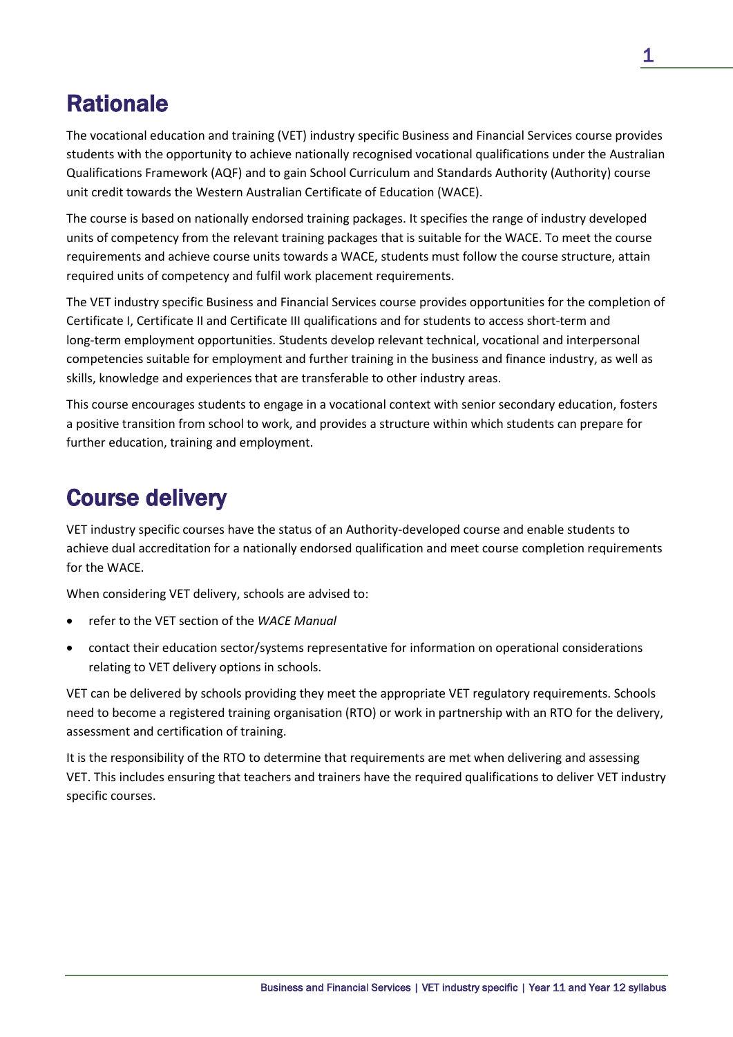# Rationale

The vocational education and training (VET) industry specific Business and Financial Services course provides students with the opportunity to achieve nationally recognised vocational qualifications under the Australian Qualifications Framework (AQF) and to gain School Curriculum and Standards Authority (Authority) course unit credit towards the Western Australian Certificate of Education (WACE).

The course is based on nationally endorsed training packages. It specifies the range of industry developed units of competency from the relevant training packages that is suitable for the WACE. To meet the course requirements and achieve course units towards a WACE, students must follow the course structure, attain required units of competency and fulfil work placement requirements.

The VET industry specific Business and Financial Services course provides opportunities for the completion of Certificate I, Certificate II and Certificate III qualifications and for students to access short-term and long-term employment opportunities. Students develop relevant technical, vocational and interpersonal competencies suitable for employment and further training in the business and finance industry, as well as skills, knowledge and experiences that are transferable to other industry areas.

This course encourages students to engage in a vocational context with senior secondary education, fosters a positive transition from school to work, and provides a structure within which students can prepare for further education, training and employment.

# Course delivery

VET industry specific courses have the status of an Authority-developed course and enable students to achieve dual accreditation for a nationally endorsed qualification and meet course completion requirements for the WACE.

When considering VET delivery, schools are advised to:

- refer to the VET section of the *WACE Manual*
- contact their education sector/systems representative for information on operational considerations relating to VET delivery options in schools.

VET can be delivered by schools providing they meet the appropriate VET regulatory requirements. Schools need to become a registered training organisation (RTO) or work in partnership with an RTO for the delivery, assessment and certification of training.

It is the responsibility of the RTO to determine that requirements are met when delivering and assessing VET. This includes ensuring that teachers and trainers have the required qualifications to deliver VET industry specific courses.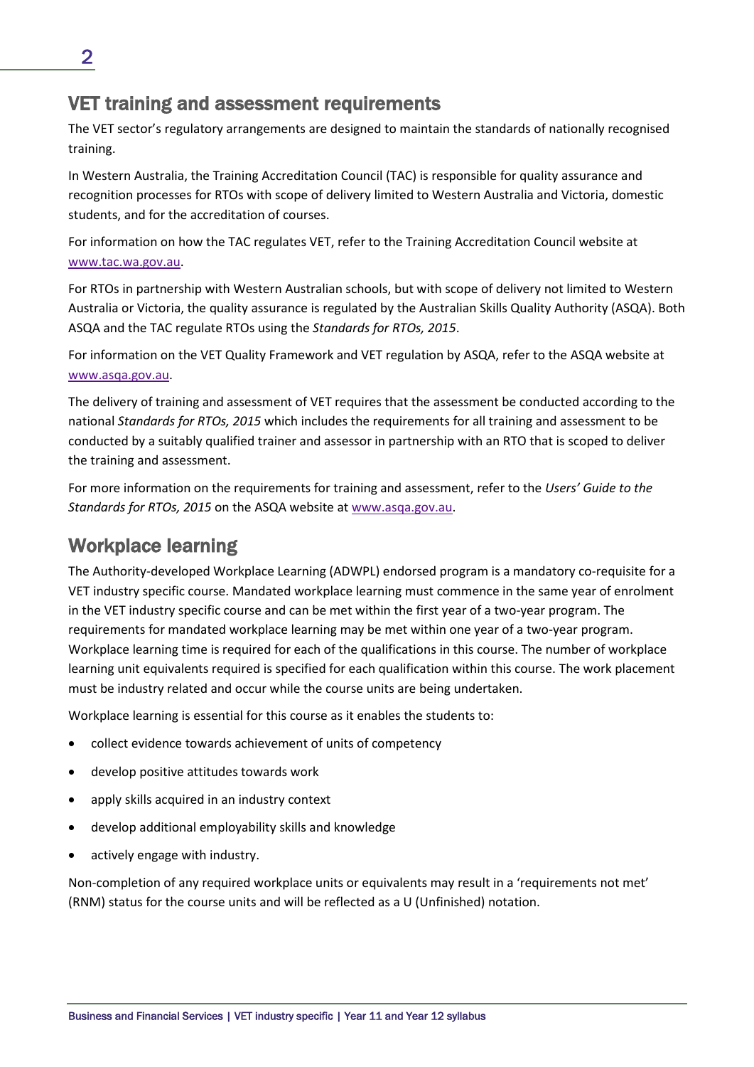## VET training and assessment requirements

The VET sector's regulatory arrangements are designed to maintain the standards of nationally recognised training.

In Western Australia, the Training Accreditation Council (TAC) is responsible for quality assurance and recognition processes for RTOs with scope of delivery limited to Western Australia and Victoria, domestic students, and for the accreditation of courses.

For information on how the TAC regulates VET, refer to the Training Accreditation Council website at www.tac.wa.gov.au.

For RTOs in partnership with Western Australian schools, but with scope of delivery not limited to Western Australia or Victoria, the quality assurance is regulated by the Australian Skills Quality Authority (ASQA). Both ASQA and the TAC regulate RTOs using the *Standards for RTOs, 2015*.

For information on the VET Quality Framework and VET regulation by ASQA, refer to the ASQA website at www.asqa.gov.au.

The delivery of training and assessment of VET requires that the assessment be conducted according to the national *Standards for RTOs, 2015* which includes the requirements for all training and assessment to be conducted by a suitably qualified trainer and assessor in partnership with an RTO that is scoped to deliver the training and assessment.

For more information on the requirements for training and assessment, refer to the *Users' Guide to the Standards for RTOs, 2015* on the ASQA website at www.asqa.gov.au.

## Workplace learning

The Authority-developed Workplace Learning (ADWPL) endorsed program is a mandatory co-requisite for a VET industry specific course. Mandated workplace learning must commence in the same year of enrolment in the VET industry specific course and can be met within the first year of a two-year program. The requirements for mandated workplace learning may be met within one year of a two-year program. Workplace learning time is required for each of the qualifications in this course. The number of workplace learning unit equivalents required is specified for each qualification within this course. The work placement must be industry related and occur while the course units are being undertaken.

Workplace learning is essential for this course as it enables the students to:

- collect evidence towards achievement of units of competency
- develop positive attitudes towards work
- apply skills acquired in an industry context
- develop additional employability skills and knowledge
- actively engage with industry.

Non-completion of any required workplace units or equivalents may result in a 'requirements not met' (RNM) status for the course units and will be reflected as a U (Unfinished) notation.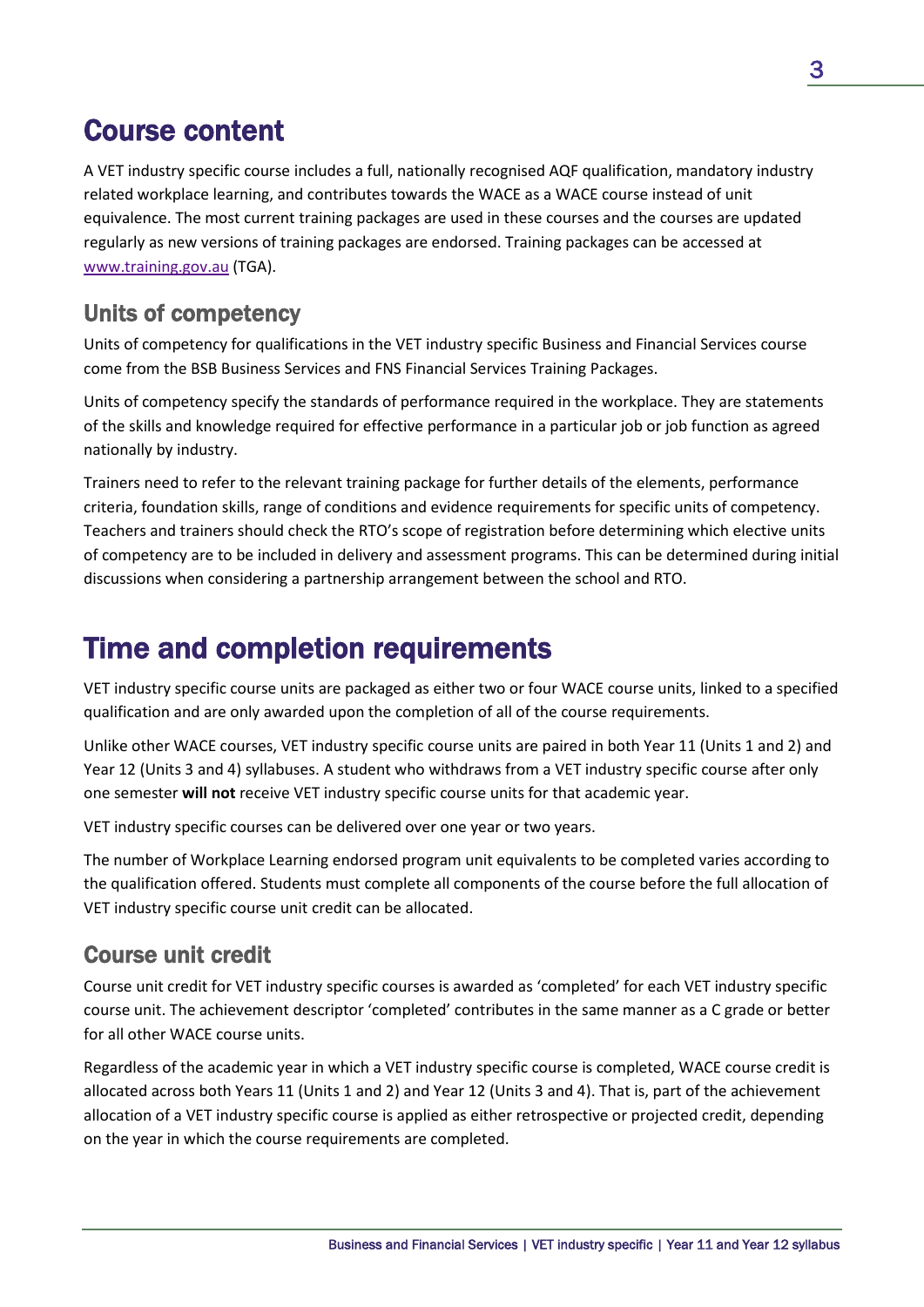# Course content

A VET industry specific course includes a full, nationally recognised AQF qualification, mandatory industry related workplace learning, and contributes towards the WACE as a WACE course instead of unit equivalence. The most current training packages are used in these courses and the courses are updated regularly as new versions of training packages are endorsed. Training packages can be accessed at [www.training.gov.au](http://www.training.gov.au) (TGA).

## Units of competency

Units of competency for qualifications in the VET industry specific Business and Financial Services course come from the BSB Business Services and FNS Financial Services Training Packages.

Units of competency specify the standards of performance required in the workplace. They are statements of the skills and knowledge required for effective performance in a particular job or job function as agreed nationally by industry.

Trainers need to refer to the relevant training package for further details of the elements, performance criteria, foundation skills, range of conditions and evidence requirements for specific units of competency. Teachers and trainers should check the RTO's scope of registration before determining which elective units of competency are to be included in delivery and assessment programs. This can be determined during initial discussions when considering a partnership arrangement between the school and RTO.

# Time and completion requirements

VET industry specific course units are packaged as either two or four WACE course units, linked to a specified qualification and are only awarded upon the completion of all of the course requirements.

Unlike other WACE courses, VET industry specific course units are paired in both Year 11 (Units 1 and 2) and Year 12 (Units 3 and 4) syllabuses. A student who withdraws from a VET industry specific course after only one semester **will not** receive VET industry specific course units for that academic year.

VET industry specific courses can be delivered over one year or two years.

The number of Workplace Learning endorsed program unit equivalents to be completed varies according to the qualification offered. Students must complete all components of the course before the full allocation of VET industry specific course unit credit can be allocated.

## Course unit credit

Course unit credit for VET industry specific courses is awarded as 'completed' for each VET industry specific course unit. The achievement descriptor 'completed' contributes in the same manner as a C grade or better for all other WACE course units.

Regardless of the academic year in which a VET industry specific course is completed, WACE course credit is allocated across both Years 11 (Units 1 and 2) and Year 12 (Units 3 and 4). That is, part of the achievement allocation of a VET industry specific course is applied as either retrospective or projected credit, depending on the year in which the course requirements are completed.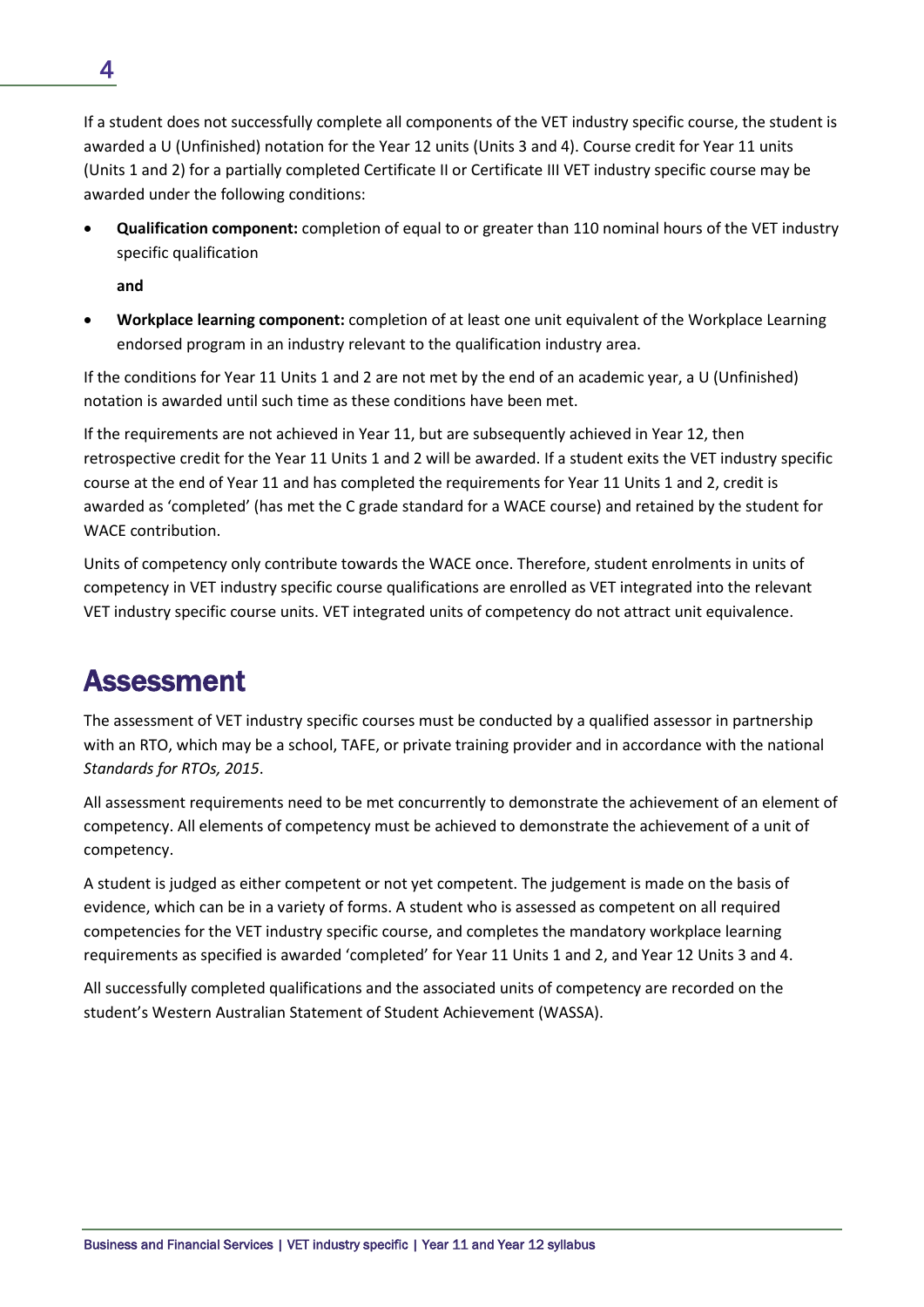If a student does not successfully complete all components of the VET industry specific course, the student is awarded a U (Unfinished) notation for the Year 12 units (Units 3 and 4). Course credit for Year 11 units (Units 1 and 2) for a partially completed Certificate II or Certificate III VET industry specific course may be awarded under the following conditions:

- **Qualification component:** completion of equal to or greater than 110 nominal hours of the VET industry specific qualification

  **and**

- **Workplace learning component:** completion of at least one unit equivalent of the Workplace Learning endorsed program in an industry relevant to the qualification industry area.

If the conditions for Year 11 Units 1 and 2 are not met by the end of an academic year, a U (Unfinished) notation is awarded until such time as these conditions have been met.

If the requirements are not achieved in Year 11, but are subsequently achieved in Year 12, then retrospective credit for the Year 11 Units 1 and 2 will be awarded. If a student exits the VET industry specific course at the end of Year 11 and has completed the requirements for Year 11 Units 1 and 2, credit is awarded as 'completed' (has met the C grade standard for a WACE course) and retained by the student for WACE contribution.

Units of competency only contribute towards the WACE once. Therefore, student enrolments in units of competency in VET industry specific course qualifications are enrolled as VET integrated into the relevant VET industry specific course units. VET integrated units of competency do not attract unit equivalence.

# Assessment

The assessment of VET industry specific courses must be conducted by a qualified assessor in partnership with an RTO, which may be a school, TAFE, or private training provider and in accordance with the national *Standards for RTOs, 2015*.

All assessment requirements need to be met concurrently to demonstrate the achievement of an element of competency. All elements of competency must be achieved to demonstrate the achievement of a unit of competency.

A student is judged as either competent or not yet competent. The judgement is made on the basis of evidence, which can be in a variety of forms. A student who is assessed as competent on all required competencies for the VET industry specific course, and completes the mandatory workplace learning requirements as specified is awarded 'completed' for Year 11 Units 1 and 2, and Year 12 Units 3 and 4.

All successfully completed qualifications and the associated units of competency are recorded on the student's Western Australian Statement of Student Achievement (WASSA).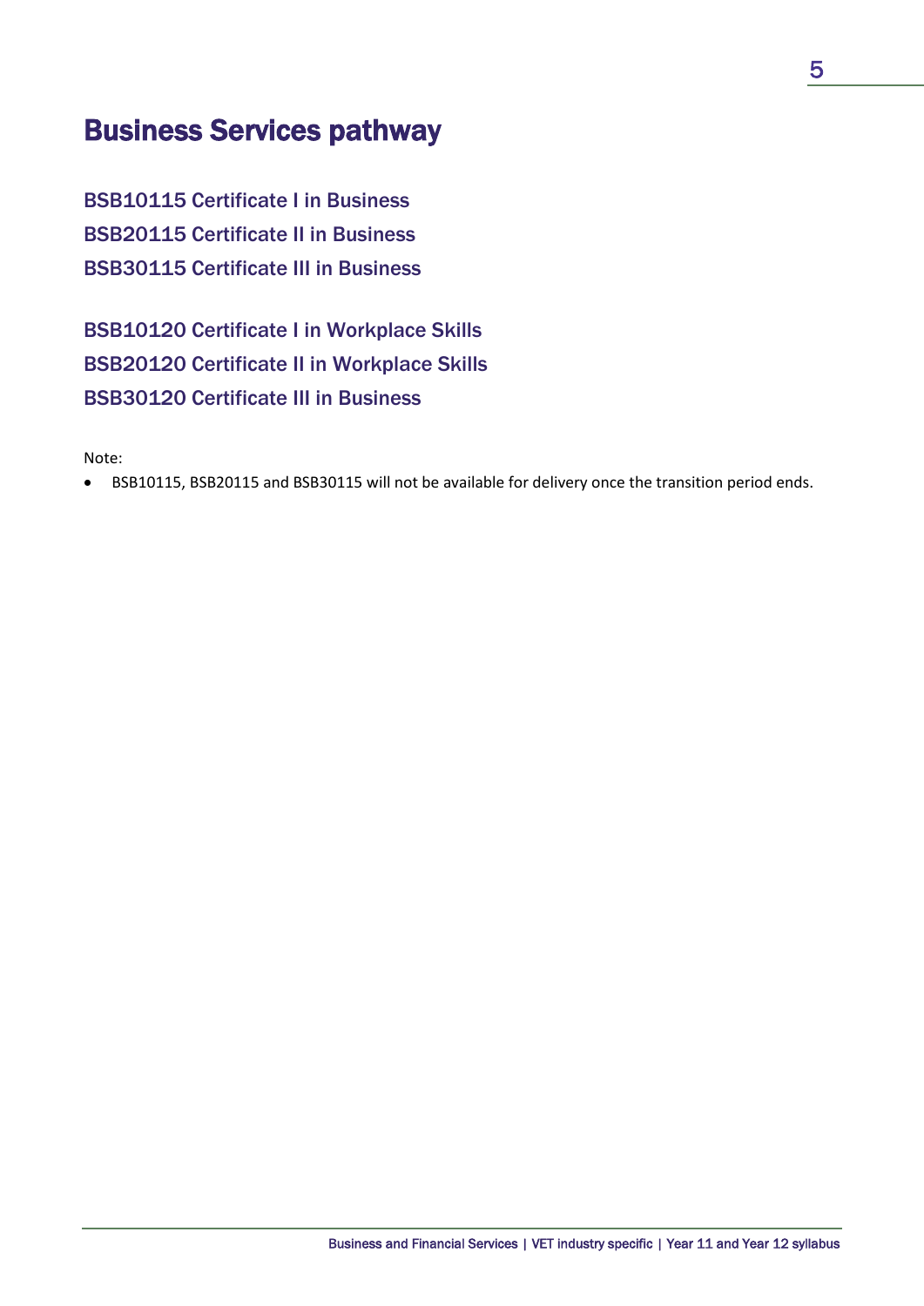# Business Services pathway

BSB10115 Certificate I in Business
BSB20115 Certificate II in Business
BSB30115 Certificate III in Business

BSB10120 Certificate I in Workplace Skills
BSB20120 Certificate II in Workplace Skills
BSB30120 Certificate III in Business

Note:

- BSB10115, BSB20115 and BSB30115 will not be available for delivery once the transition period ends.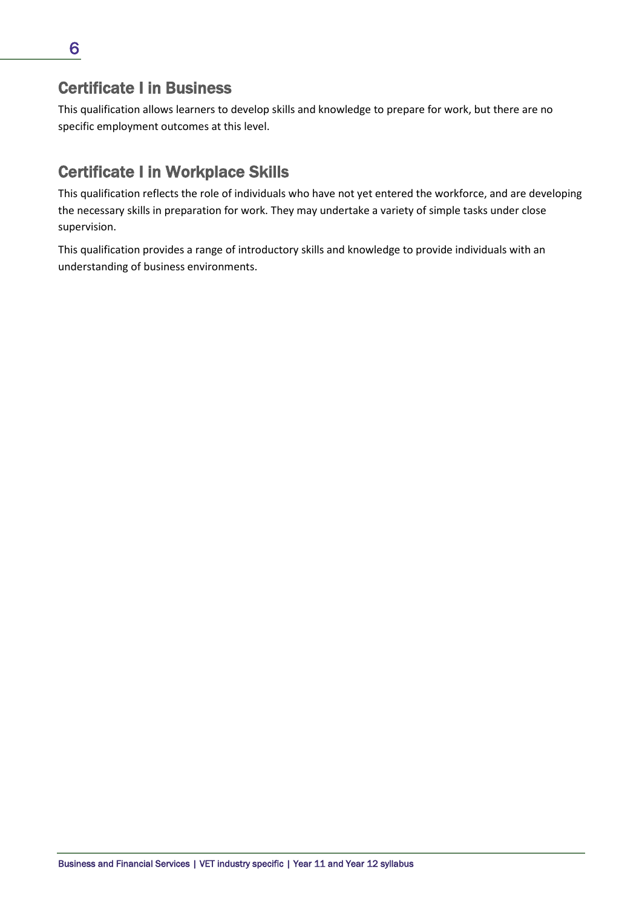## Certificate I in Business

This qualification allows learners to develop skills and knowledge to prepare for work, but there are no specific employment outcomes at this level.

## Certificate I in Workplace Skills

This qualification reflects the role of individuals who have not yet entered the workforce, and are developing the necessary skills in preparation for work. They may undertake a variety of simple tasks under close supervision.

This qualification provides a range of introductory skills and knowledge to provide individuals with an understanding of business environments.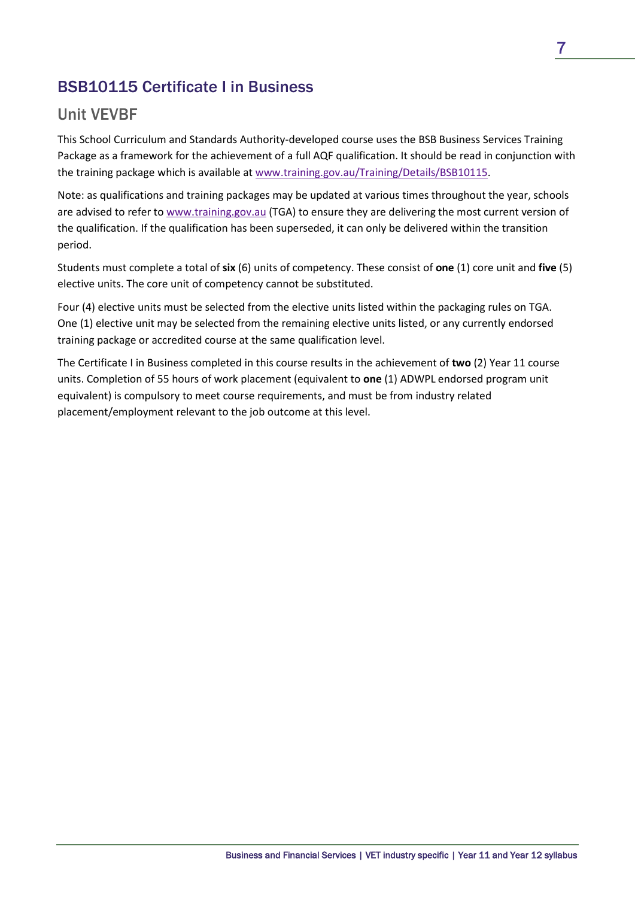## BSB10115 Certificate I in Business

### Unit VEVBF

This School Curriculum and Standards Authority-developed course uses the BSB Business Services Training Package as a framework for the achievement of a full AQF qualification. It should be read in conjunction with the training package which is available at www.training.gov.au/Training/Details/BSB10115.

Note: as qualifications and training packages may be updated at various times throughout the year, schools are advised to refer to www.training.gov.au (TGA) to ensure they are delivering the most current version of the qualification. If the qualification has been superseded, it can only be delivered within the transition period.

Students must complete a total of **six** (6) units of competency. These consist of **one** (1) core unit and **five** (5) elective units. The core unit of competency cannot be substituted.

Four (4) elective units must be selected from the elective units listed within the packaging rules on TGA. One (1) elective unit may be selected from the remaining elective units listed, or any currently endorsed training package or accredited course at the same qualification level.

The Certificate I in Business completed in this course results in the achievement of **two** (2) Year 11 course units. Completion of 55 hours of work placement (equivalent to **one** (1) ADWPL endorsed program unit equivalent) is compulsory to meet course requirements, and must be from industry related placement/employment relevant to the job outcome at this level.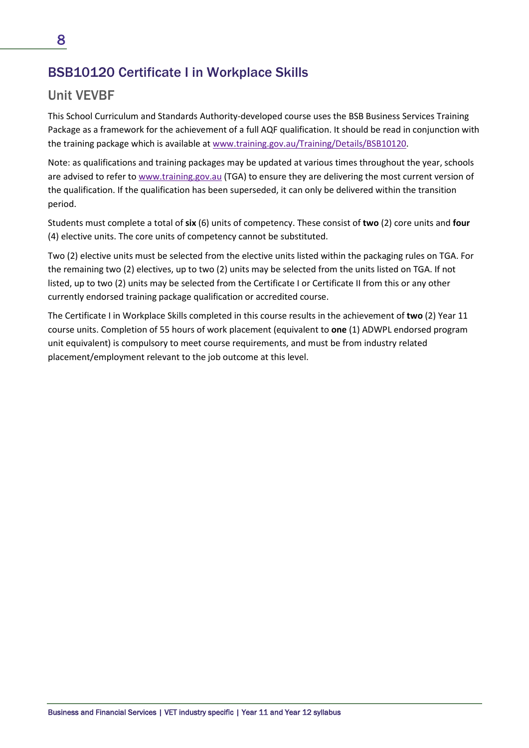## BSB10120 Certificate I in Workplace Skills

### Unit VEVBF

This School Curriculum and Standards Authority-developed course uses the BSB Business Services Training Package as a framework for the achievement of a full AQF qualification. It should be read in conjunction with the training package which is available at [www.training.gov.au/Training/Details/BSB10120](www.training.gov.au/Training/Details/BSB10120).

Note: as qualifications and training packages may be updated at various times throughout the year, schools are advised to refer to [www.training.gov.au](www.training.gov.au) (TGA) to ensure they are delivering the most current version of the qualification. If the qualification has been superseded, it can only be delivered within the transition period.

Students must complete a total of **six** (6) units of competency. These consist of **two** (2) core units and **four** (4) elective units. The core units of competency cannot be substituted.

Two (2) elective units must be selected from the elective units listed within the packaging rules on TGA. For the remaining two (2) electives, up to two (2) units may be selected from the units listed on TGA. If not listed, up to two (2) units may be selected from the Certificate I or Certificate II from this or any other currently endorsed training package qualification or accredited course.

The Certificate I in Workplace Skills completed in this course results in the achievement of **two** (2) Year 11 course units. Completion of 55 hours of work placement (equivalent to **one** (1) ADWPL endorsed program unit equivalent) is compulsory to meet course requirements, and must be from industry related placement/employment relevant to the job outcome at this level.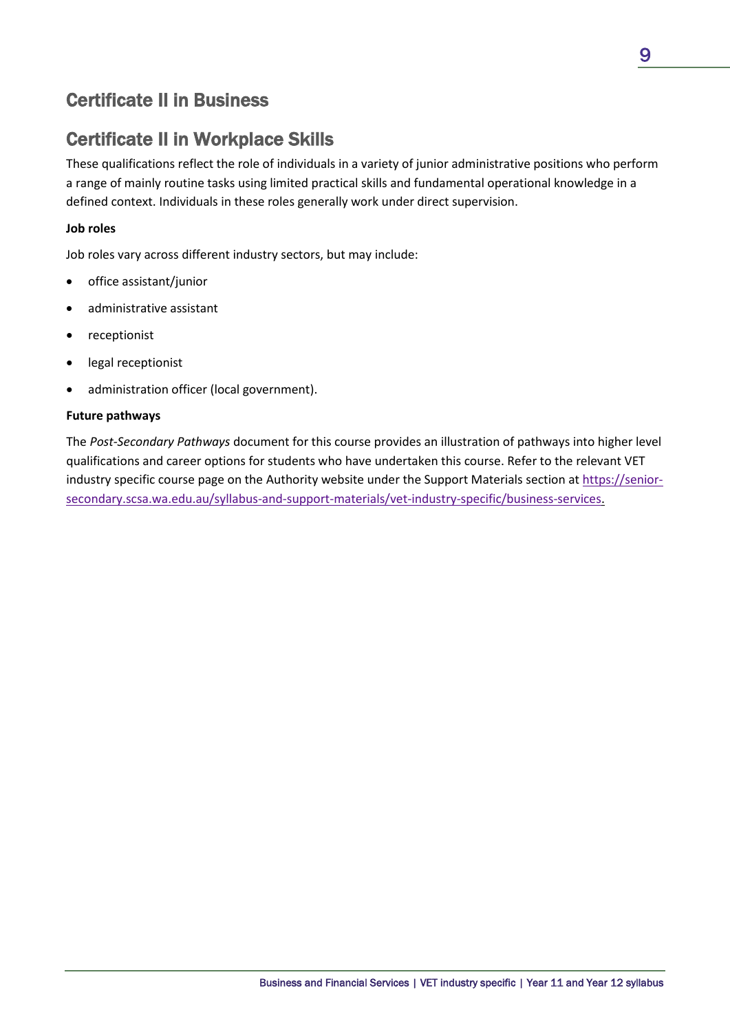## Certificate II in Business

## Certificate II in Workplace Skills

These qualifications reflect the role of individuals in a variety of junior administrative positions who perform a range of mainly routine tasks using limited practical skills and fundamental operational knowledge in a defined context. Individuals in these roles generally work under direct supervision.

**Job roles**

Job roles vary across different industry sectors, but may include:

- office assistant/junior
- administrative assistant
- receptionist
- legal receptionist
- administration officer (local government).

**Future pathways**

The *Post-Secondary Pathways* document for this course provides an illustration of pathways into higher level qualifications and career options for students who have undertaken this course. Refer to the relevant VET industry specific course page on the Authority website under the Support Materials section at https://senior-secondary.scsa.wa.edu.au/syllabus-and-support-materials/vet-industry-specific/business-services.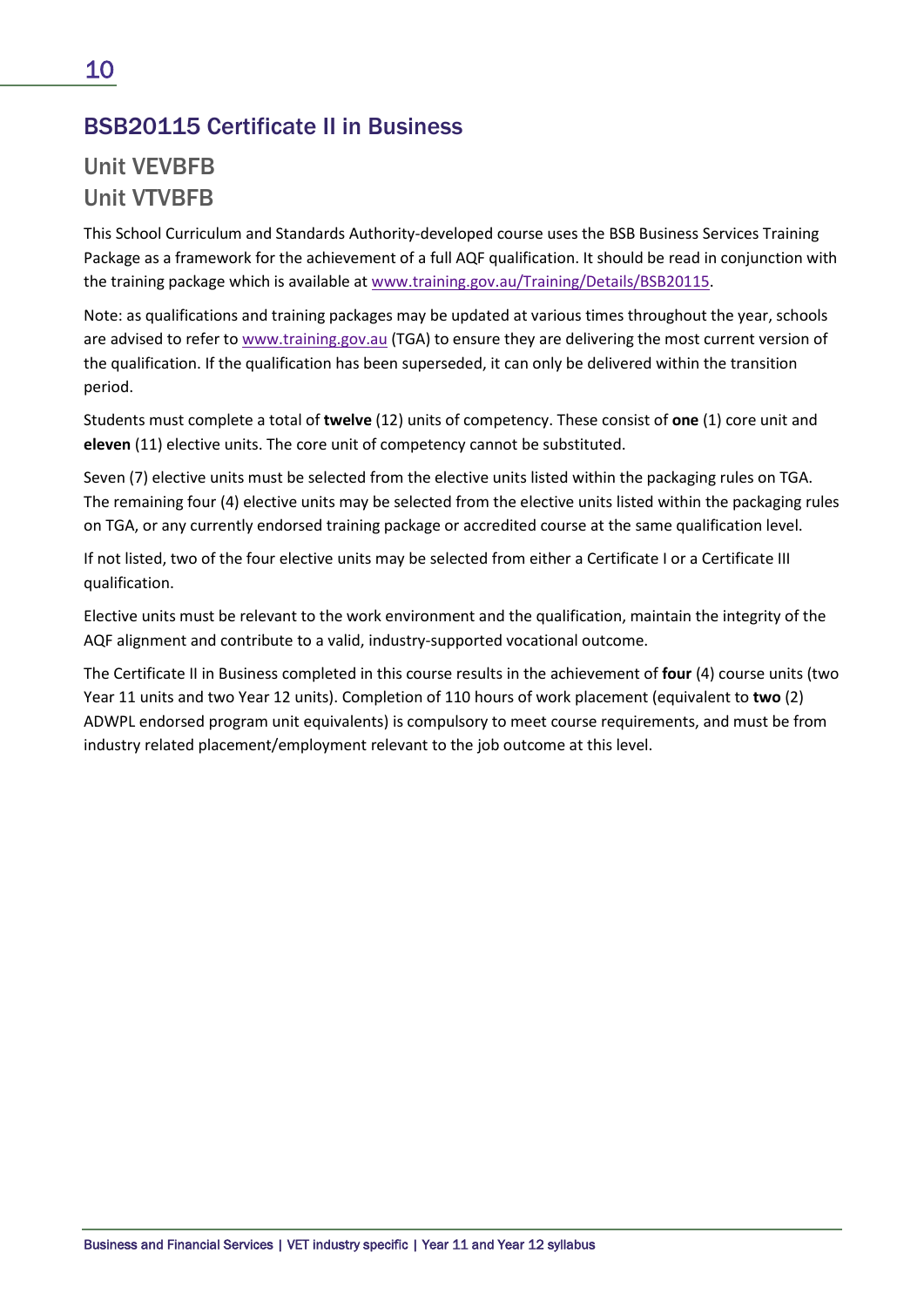## BSB20115 Certificate II in Business

### Unit VEVBFB
### Unit VTVBFB

This School Curriculum and Standards Authority-developed course uses the BSB Business Services Training Package as a framework for the achievement of a full AQF qualification. It should be read in conjunction with the training package which is available at www.training.gov.au/Training/Details/BSB20115.

Note: as qualifications and training packages may be updated at various times throughout the year, schools are advised to refer to www.training.gov.au (TGA) to ensure they are delivering the most current version of the qualification. If the qualification has been superseded, it can only be delivered within the transition period.

Students must complete a total of **twelve** (12) units of competency. These consist of **one** (1) core unit and **eleven** (11) elective units. The core unit of competency cannot be substituted.

Seven (7) elective units must be selected from the elective units listed within the packaging rules on TGA. The remaining four (4) elective units may be selected from the elective units listed within the packaging rules on TGA, or any currently endorsed training package or accredited course at the same qualification level.

If not listed, two of the four elective units may be selected from either a Certificate I or a Certificate III qualification.

Elective units must be relevant to the work environment and the qualification, maintain the integrity of the AQF alignment and contribute to a valid, industry-supported vocational outcome.

The Certificate II in Business completed in this course results in the achievement of **four** (4) course units (two Year 11 units and two Year 12 units). Completion of 110 hours of work placement (equivalent to **two** (2) ADWPL endorsed program unit equivalents) is compulsory to meet course requirements, and must be from industry related placement/employment relevant to the job outcome at this level.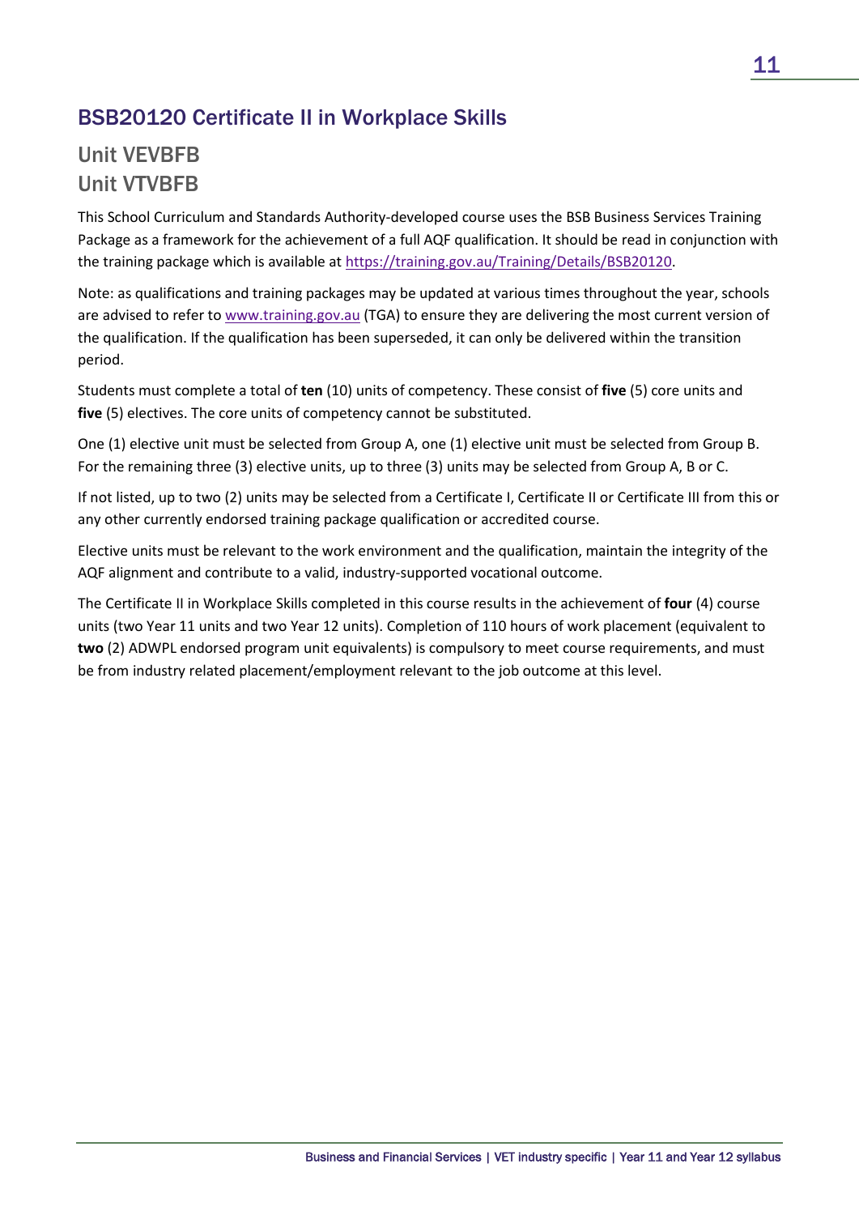## BSB20120 Certificate II in Workplace Skills

### Unit VEVBFB
### Unit VTVBFB

This School Curriculum and Standards Authority-developed course uses the BSB Business Services Training Package as a framework for the achievement of a full AQF qualification. It should be read in conjunction with the training package which is available at https://training.gov.au/Training/Details/BSB20120.

Note: as qualifications and training packages may be updated at various times throughout the year, schools are advised to refer to www.training.gov.au (TGA) to ensure they are delivering the most current version of the qualification. If the qualification has been superseded, it can only be delivered within the transition period.

Students must complete a total of **ten** (10) units of competency. These consist of **five** (5) core units and **five** (5) electives. The core units of competency cannot be substituted.

One (1) elective unit must be selected from Group A, one (1) elective unit must be selected from Group B. For the remaining three (3) elective units, up to three (3) units may be selected from Group A, B or C.

If not listed, up to two (2) units may be selected from a Certificate I, Certificate II or Certificate III from this or any other currently endorsed training package qualification or accredited course.

Elective units must be relevant to the work environment and the qualification, maintain the integrity of the AQF alignment and contribute to a valid, industry-supported vocational outcome.

The Certificate II in Workplace Skills completed in this course results in the achievement of **four** (4) course units (two Year 11 units and two Year 12 units). Completion of 110 hours of work placement (equivalent to **two** (2) ADWPL endorsed program unit equivalents) is compulsory to meet course requirements, and must be from industry related placement/employment relevant to the job outcome at this level.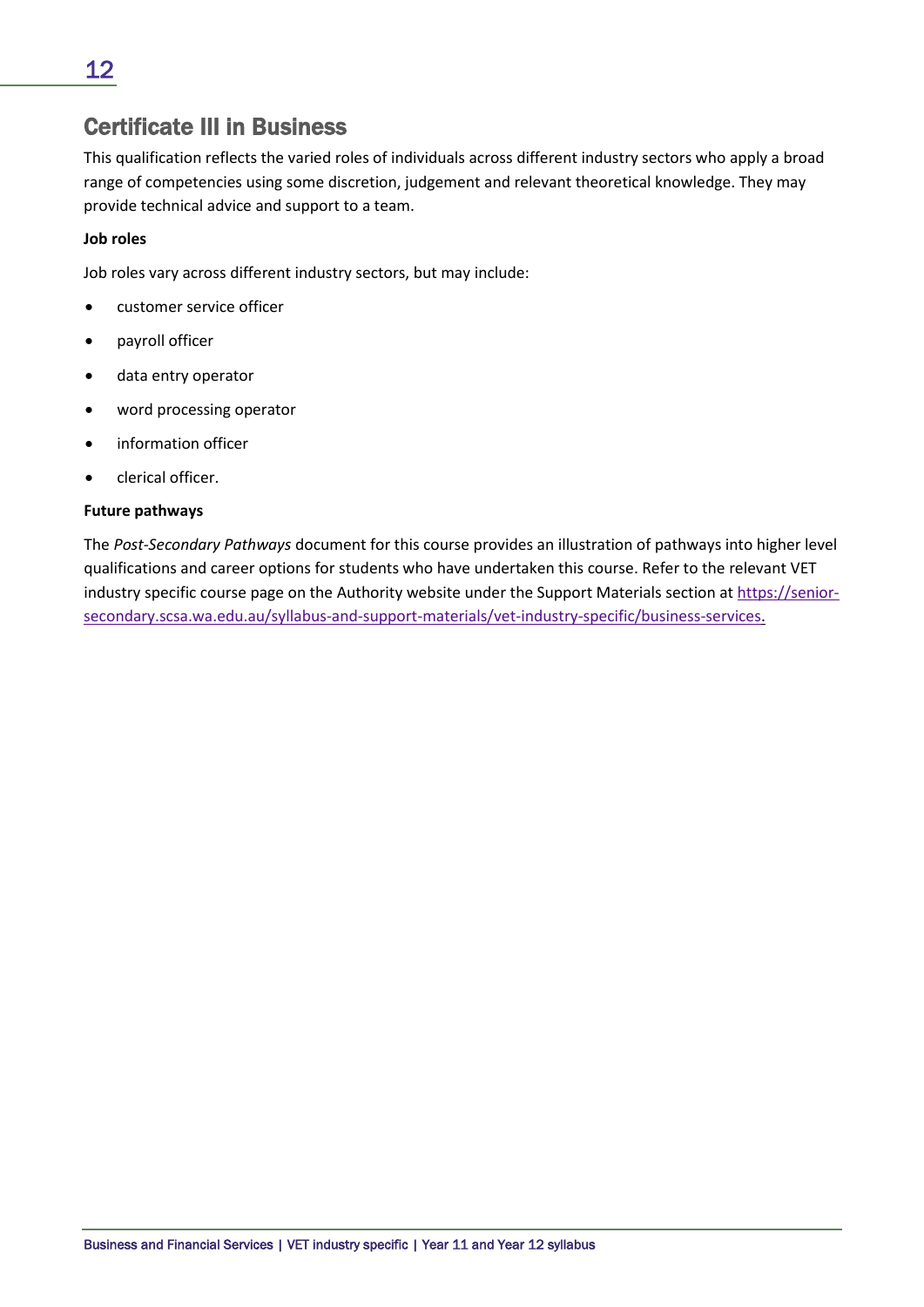## Certificate III in Business

This qualification reflects the varied roles of individuals across different industry sectors who apply a broad range of competencies using some discretion, judgement and relevant theoretical knowledge. They may provide technical advice and support to a team.

**Job roles**

Job roles vary across different industry sectors, but may include:

- customer service officer
- payroll officer
- data entry operator
- word processing operator
- information officer
- clerical officer.

**Future pathways**

The *Post-Secondary Pathways* document for this course provides an illustration of pathways into higher level qualifications and career options for students who have undertaken this course. Refer to the relevant VET industry specific course page on the Authority website under the Support Materials section at https://senior-secondary.scsa.wa.edu.au/syllabus-and-support-materials/vet-industry-specific/business-services.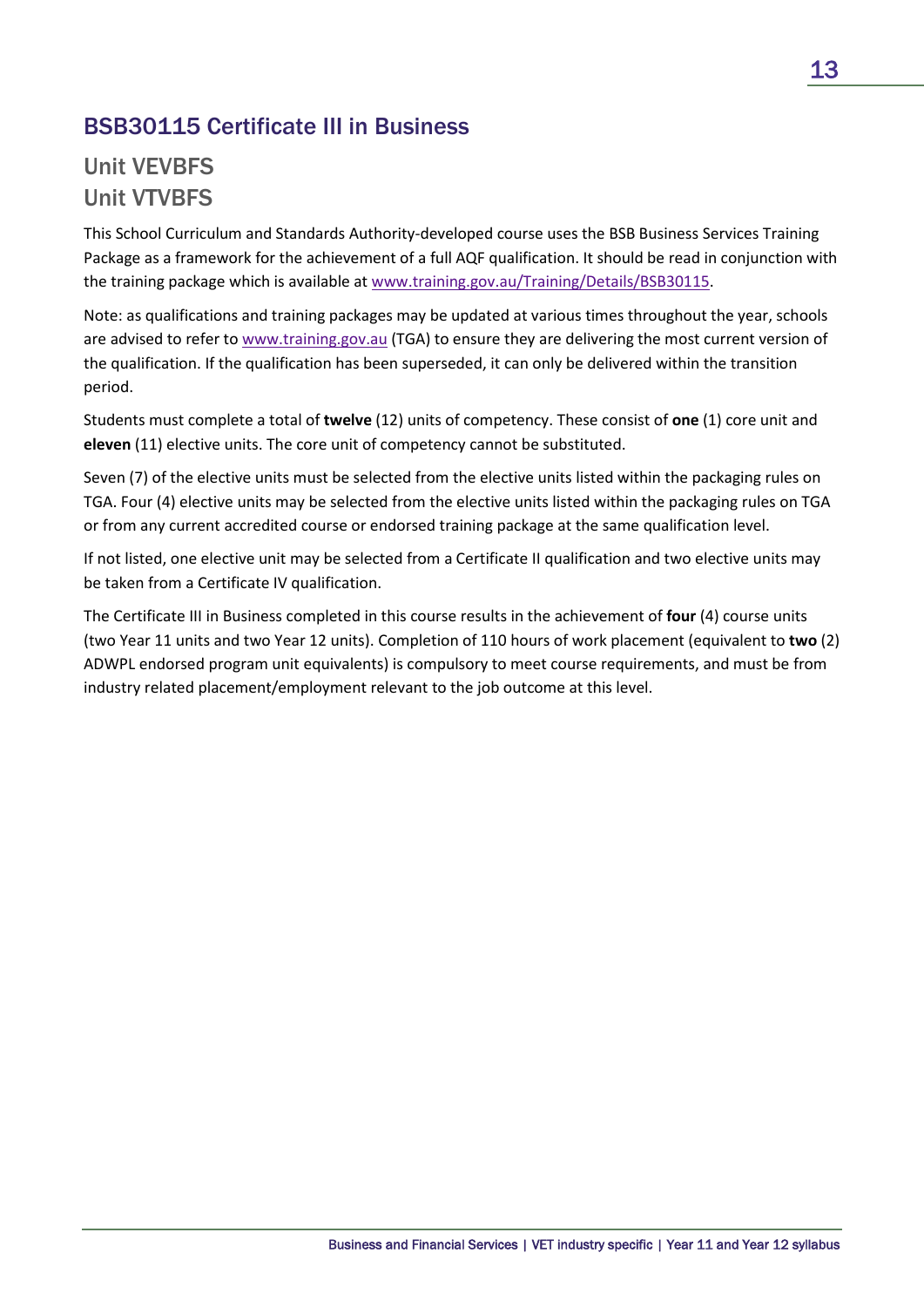## BSB30115 Certificate III in Business

### Unit VEVBFS
### Unit VTVBFS

This School Curriculum and Standards Authority-developed course uses the BSB Business Services Training Package as a framework for the achievement of a full AQF qualification. It should be read in conjunction with the training package which is available at www.training.gov.au/Training/Details/BSB30115.

Note: as qualifications and training packages may be updated at various times throughout the year, schools are advised to refer to www.training.gov.au (TGA) to ensure they are delivering the most current version of the qualification. If the qualification has been superseded, it can only be delivered within the transition period.

Students must complete a total of **twelve** (12) units of competency. These consist of **one** (1) core unit and **eleven** (11) elective units. The core unit of competency cannot be substituted.

Seven (7) of the elective units must be selected from the elective units listed within the packaging rules on TGA. Four (4) elective units may be selected from the elective units listed within the packaging rules on TGA or from any current accredited course or endorsed training package at the same qualification level.

If not listed, one elective unit may be selected from a Certificate II qualification and two elective units may be taken from a Certificate IV qualification.

The Certificate III in Business completed in this course results in the achievement of **four** (4) course units (two Year 11 units and two Year 12 units). Completion of 110 hours of work placement (equivalent to **two** (2) ADWPL endorsed program unit equivalents) is compulsory to meet course requirements, and must be from industry related placement/employment relevant to the job outcome at this level.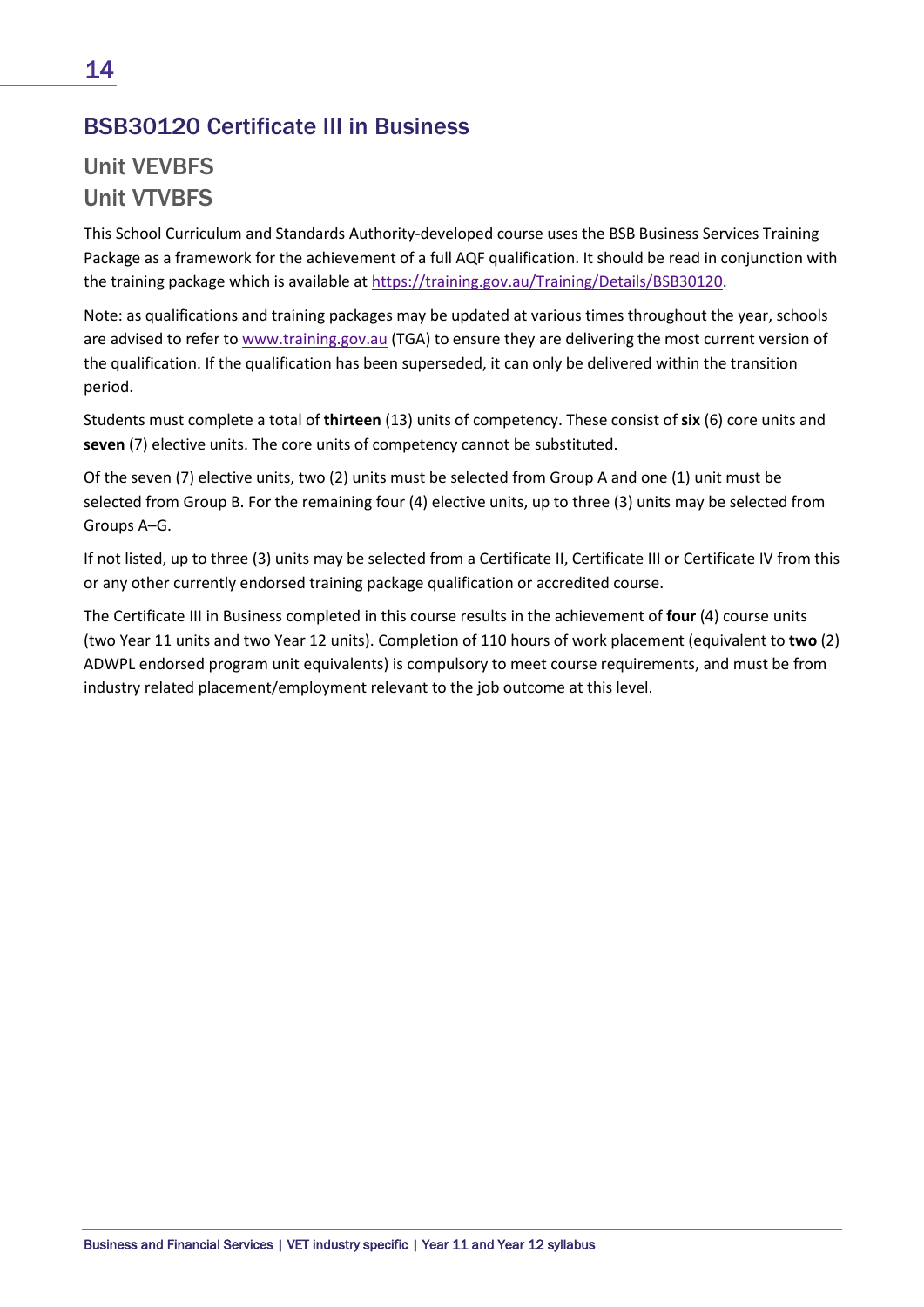## BSB30120 Certificate III in Business

### Unit VEVBFS
### Unit VTVBFS

This School Curriculum and Standards Authority-developed course uses the BSB Business Services Training Package as a framework for the achievement of a full AQF qualification. It should be read in conjunction with the training package which is available at https://training.gov.au/Training/Details/BSB30120.

Note: as qualifications and training packages may be updated at various times throughout the year, schools are advised to refer to www.training.gov.au (TGA) to ensure they are delivering the most current version of the qualification. If the qualification has been superseded, it can only be delivered within the transition period.

Students must complete a total of **thirteen** (13) units of competency. These consist of **six** (6) core units and **seven** (7) elective units. The core units of competency cannot be substituted.

Of the seven (7) elective units, two (2) units must be selected from Group A and one (1) unit must be selected from Group B. For the remaining four (4) elective units, up to three (3) units may be selected from Groups A–G.

If not listed, up to three (3) units may be selected from a Certificate II, Certificate III or Certificate IV from this or any other currently endorsed training package qualification or accredited course.

The Certificate III in Business completed in this course results in the achievement of **four** (4) course units (two Year 11 units and two Year 12 units). Completion of 110 hours of work placement (equivalent to **two** (2) ADWPL endorsed program unit equivalents) is compulsory to meet course requirements, and must be from industry related placement/employment relevant to the job outcome at this level.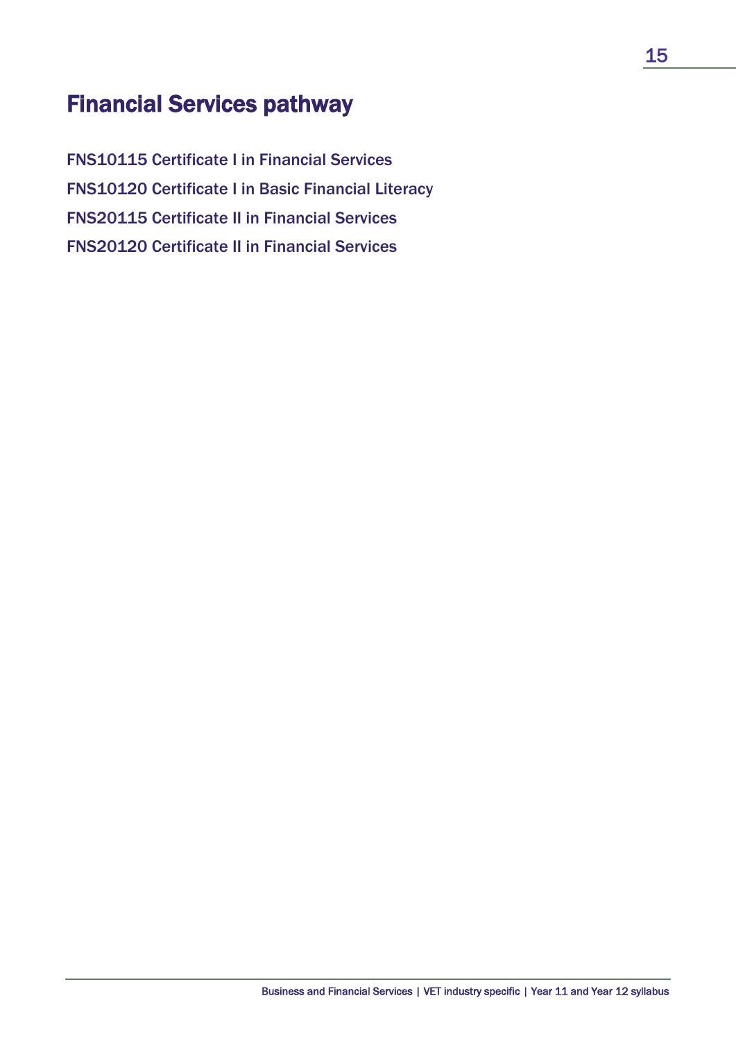# Financial Services pathway

FNS10115 Certificate I in Financial Services

FNS10120 Certificate I in Basic Financial Literacy

FNS20115 Certificate II in Financial Services

FNS20120 Certificate II in Financial Services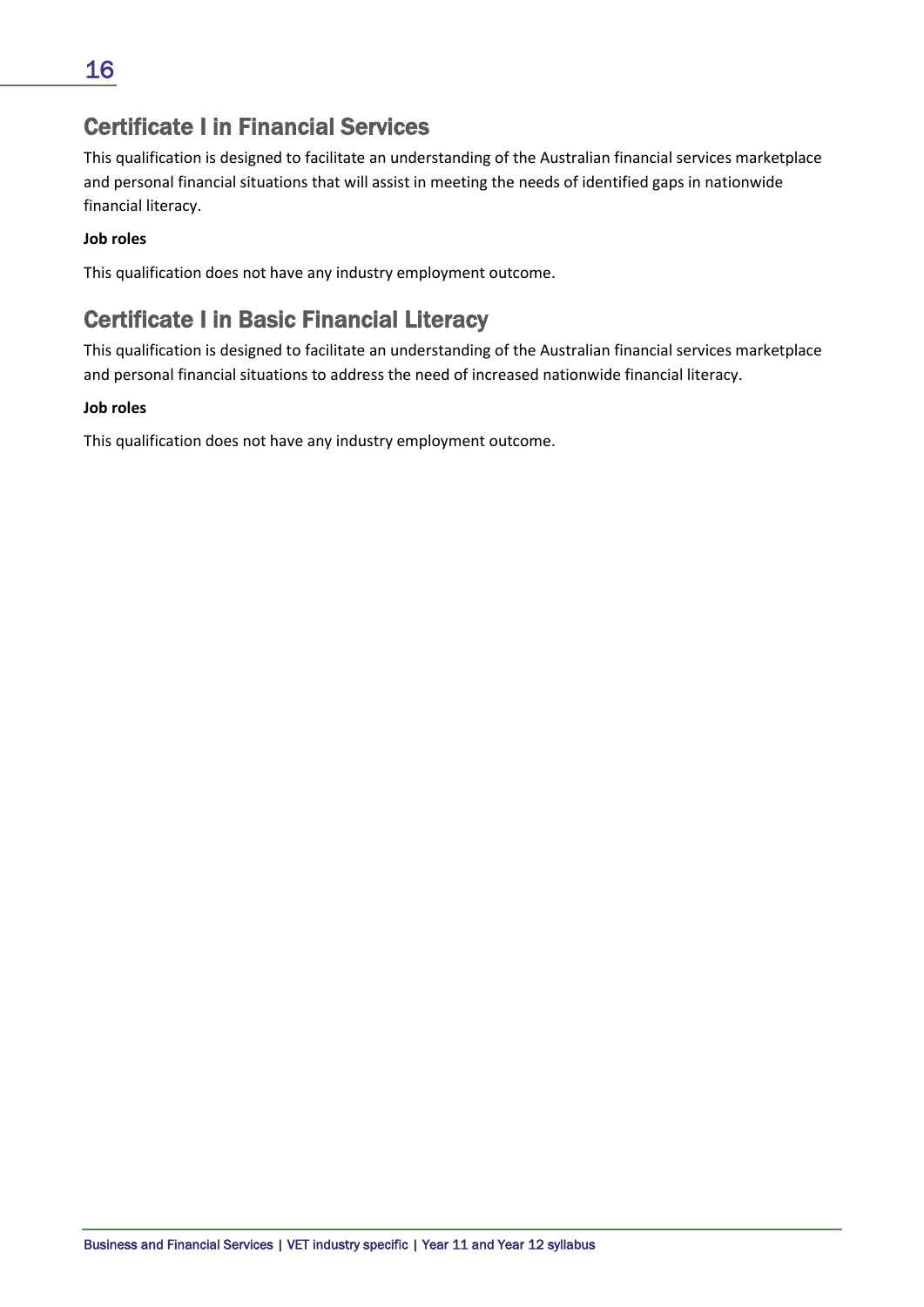## Certificate I in Financial Services

This qualification is designed to facilitate an understanding of the Australian financial services marketplace and personal financial situations that will assist in meeting the needs of identified gaps in nationwide financial literacy.

**Job roles**

This qualification does not have any industry employment outcome.

## Certificate I in Basic Financial Literacy

This qualification is designed to facilitate an understanding of the Australian financial services marketplace and personal financial situations to address the need of increased nationwide financial literacy.

**Job roles**

This qualification does not have any industry employment outcome.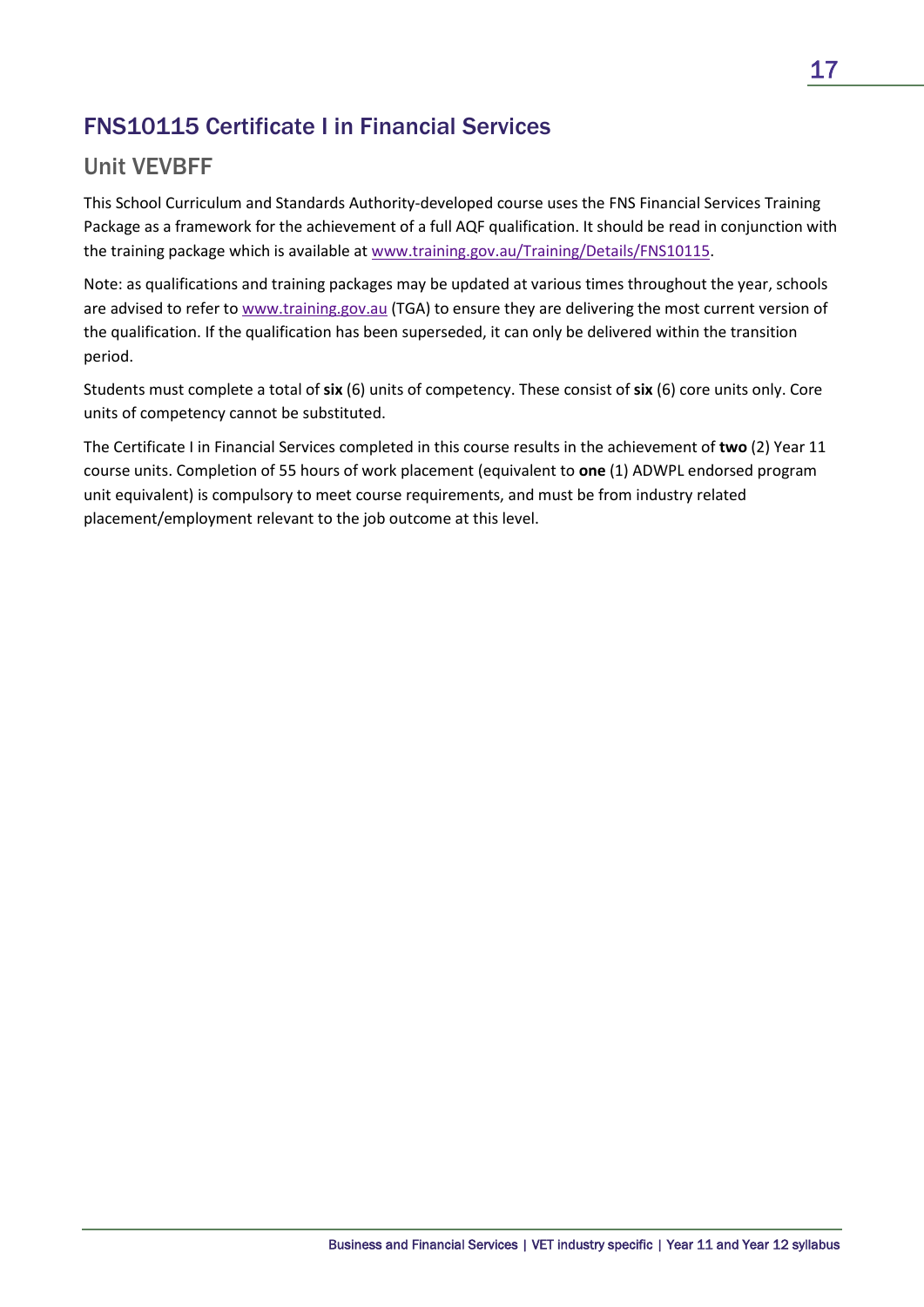## FNS10115 Certificate I in Financial Services

### Unit VEVBFF

This School Curriculum and Standards Authority-developed course uses the FNS Financial Services Training Package as a framework for the achievement of a full AQF qualification. It should be read in conjunction with the training package which is available at [www.training.gov.au/Training/Details/FNS10115](www.training.gov.au/Training/Details/FNS10115).

Note: as qualifications and training packages may be updated at various times throughout the year, schools are advised to refer to [www.training.gov.au](www.training.gov.au) (TGA) to ensure they are delivering the most current version of the qualification. If the qualification has been superseded, it can only be delivered within the transition period.

Students must complete a total of **six** (6) units of competency. These consist of **six** (6) core units only. Core units of competency cannot be substituted.

The Certificate I in Financial Services completed in this course results in the achievement of **two** (2) Year 11 course units. Completion of 55 hours of work placement (equivalent to **one** (1) ADWPL endorsed program unit equivalent) is compulsory to meet course requirements, and must be from industry related placement/employment relevant to the job outcome at this level.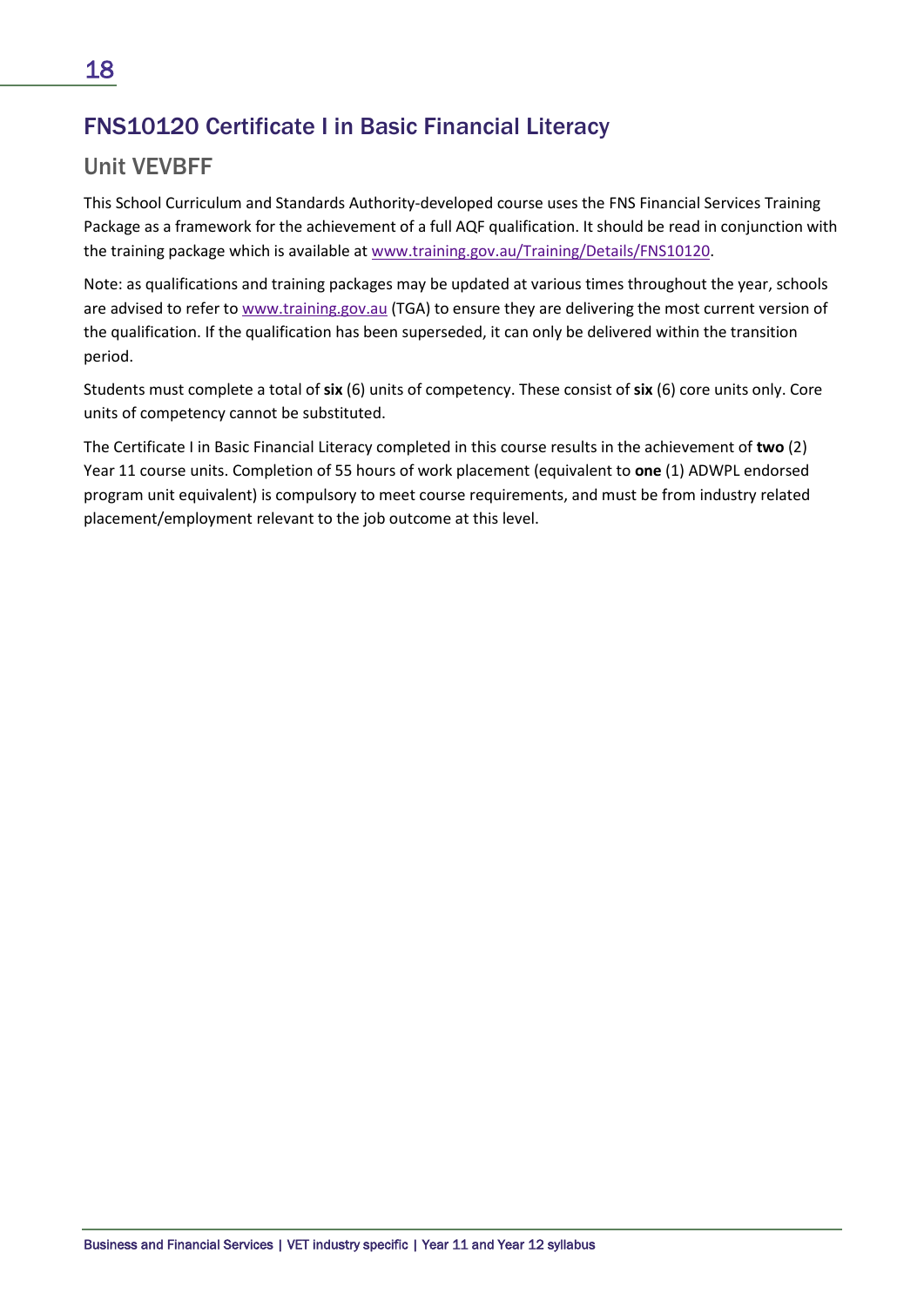## FNS10120 Certificate I in Basic Financial Literacy

### Unit VEVBFF

This School Curriculum and Standards Authority-developed course uses the FNS Financial Services Training Package as a framework for the achievement of a full AQF qualification. It should be read in conjunction with the training package which is available at www.training.gov.au/Training/Details/FNS10120.

Note: as qualifications and training packages may be updated at various times throughout the year, schools are advised to refer to www.training.gov.au (TGA) to ensure they are delivering the most current version of the qualification. If the qualification has been superseded, it can only be delivered within the transition period.

Students must complete a total of **six** (6) units of competency. These consist of **six** (6) core units only. Core units of competency cannot be substituted.

The Certificate I in Basic Financial Literacy completed in this course results in the achievement of **two** (2) Year 11 course units. Completion of 55 hours of work placement (equivalent to **one** (1) ADWPL endorsed program unit equivalent) is compulsory to meet course requirements, and must be from industry related placement/employment relevant to the job outcome at this level.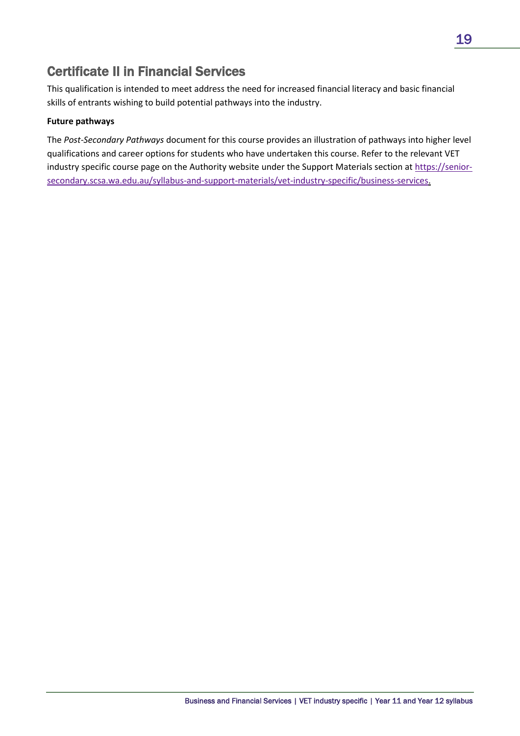## Certificate II in Financial Services

This qualification is intended to meet address the need for increased financial literacy and basic financial skills of entrants wishing to build potential pathways into the industry.

**Future pathways**

The *Post-Secondary Pathways* document for this course provides an illustration of pathways into higher level qualifications and career options for students who have undertaken this course. Refer to the relevant VET industry specific course page on the Authority website under the Support Materials section at [https://senior-secondary.scsa.wa.edu.au/syllabus-and-support-materials/vet-industry-specific/business-services](https://senior-secondary.scsa.wa.edu.au/syllabus-and-support-materials/vet-industry-specific/business-services).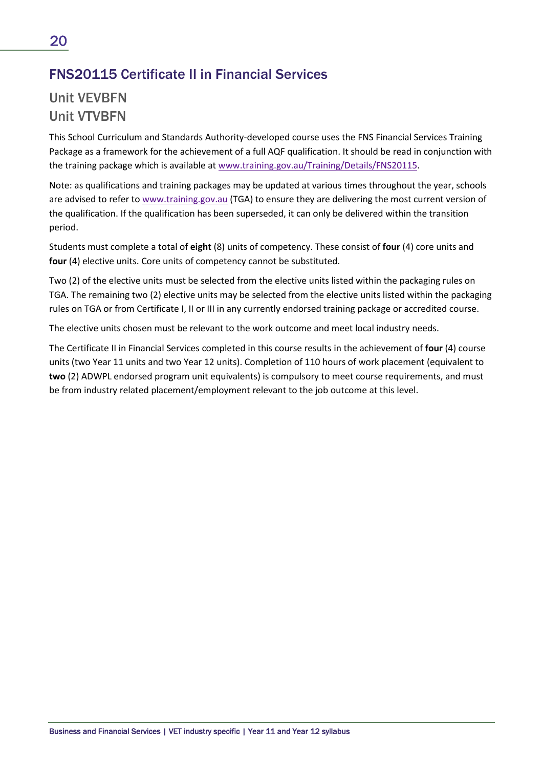## FNS20115 Certificate II in Financial Services

### Unit VEVBFN
### Unit VTVBFN

This School Curriculum and Standards Authority-developed course uses the FNS Financial Services Training Package as a framework for the achievement of a full AQF qualification. It should be read in conjunction with the training package which is available at www.training.gov.au/Training/Details/FNS20115.

Note: as qualifications and training packages may be updated at various times throughout the year, schools are advised to refer to www.training.gov.au (TGA) to ensure they are delivering the most current version of the qualification. If the qualification has been superseded, it can only be delivered within the transition period.

Students must complete a total of **eight** (8) units of competency. These consist of **four** (4) core units and **four** (4) elective units. Core units of competency cannot be substituted.

Two (2) of the elective units must be selected from the elective units listed within the packaging rules on TGA. The remaining two (2) elective units may be selected from the elective units listed within the packaging rules on TGA or from Certificate I, II or III in any currently endorsed training package or accredited course.

The elective units chosen must be relevant to the work outcome and meet local industry needs.

The Certificate II in Financial Services completed in this course results in the achievement of **four** (4) course units (two Year 11 units and two Year 12 units). Completion of 110 hours of work placement (equivalent to **two** (2) ADWPL endorsed program unit equivalents) is compulsory to meet course requirements, and must be from industry related placement/employment relevant to the job outcome at this level.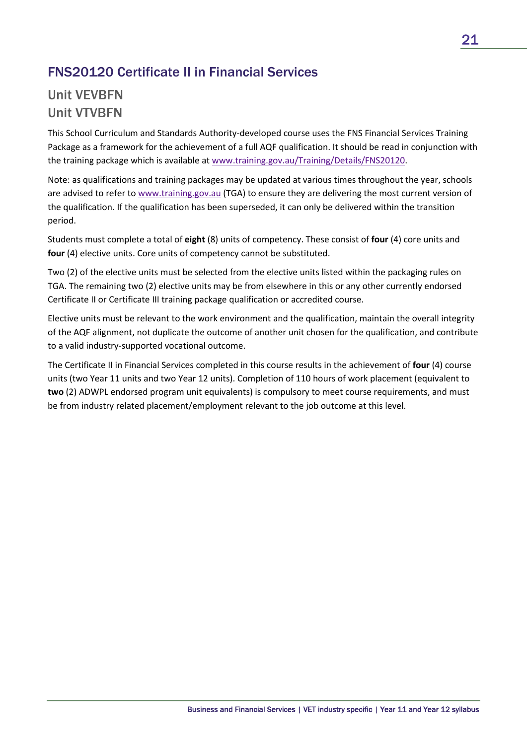## FNS20120 Certificate II in Financial Services

### Unit VEVBFN
### Unit VTVBFN

This School Curriculum and Standards Authority-developed course uses the FNS Financial Services Training Package as a framework for the achievement of a full AQF qualification. It should be read in conjunction with the training package which is available at www.training.gov.au/Training/Details/FNS20120.

Note: as qualifications and training packages may be updated at various times throughout the year, schools are advised to refer to www.training.gov.au (TGA) to ensure they are delivering the most current version of the qualification. If the qualification has been superseded, it can only be delivered within the transition period.

Students must complete a total of **eight** (8) units of competency. These consist of **four** (4) core units and **four** (4) elective units. Core units of competency cannot be substituted.

Two (2) of the elective units must be selected from the elective units listed within the packaging rules on TGA. The remaining two (2) elective units may be from elsewhere in this or any other currently endorsed Certificate II or Certificate III training package qualification or accredited course.

Elective units must be relevant to the work environment and the qualification, maintain the overall integrity of the AQF alignment, not duplicate the outcome of another unit chosen for the qualification, and contribute to a valid industry-supported vocational outcome.

The Certificate II in Financial Services completed in this course results in the achievement of **four** (4) course units (two Year 11 units and two Year 12 units). Completion of 110 hours of work placement (equivalent to **two** (2) ADWPL endorsed program unit equivalents) is compulsory to meet course requirements, and must be from industry related placement/employment relevant to the job outcome at this level.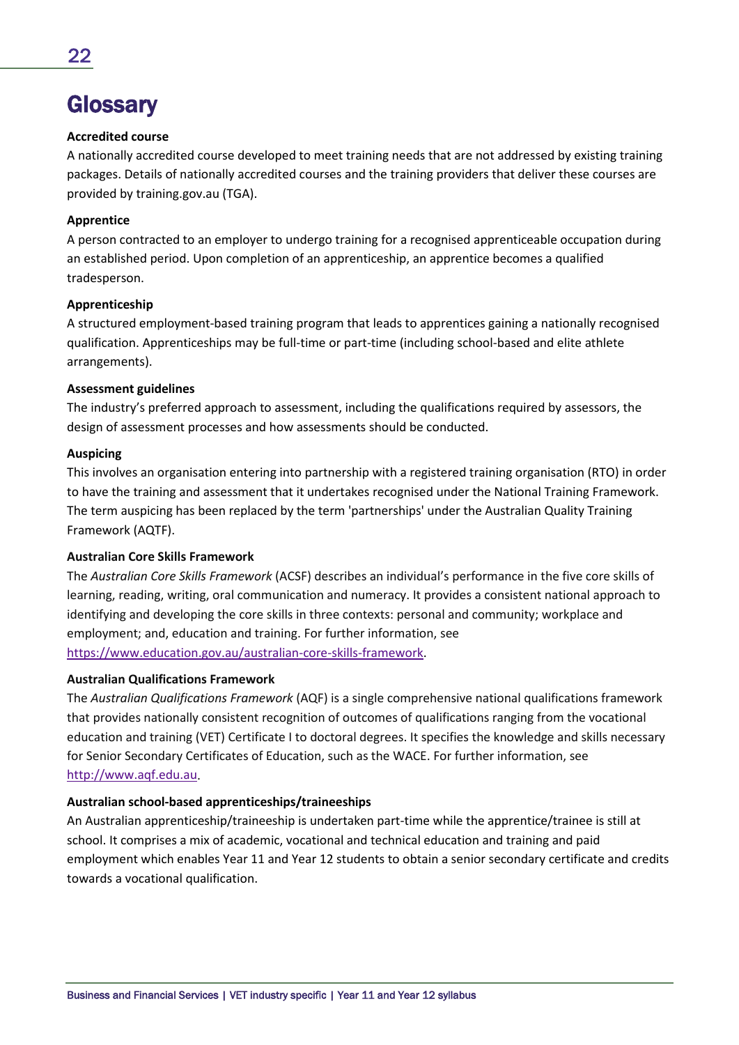# Glossary

**Accredited course**

A nationally accredited course developed to meet training needs that are not addressed by existing training packages. Details of nationally accredited courses and the training providers that deliver these courses are provided by training.gov.au (TGA).

**Apprentice**

A person contracted to an employer to undergo training for a recognised apprenticeable occupation during an established period. Upon completion of an apprenticeship, an apprentice becomes a qualified tradesperson.

**Apprenticeship**

A structured employment-based training program that leads to apprentices gaining a nationally recognised qualification. Apprenticeships may be full-time or part-time (including school-based and elite athlete arrangements).

**Assessment guidelines**

The industry's preferred approach to assessment, including the qualifications required by assessors, the design of assessment processes and how assessments should be conducted.

**Auspicing**

This involves an organisation entering into partnership with a registered training organisation (RTO) in order to have the training and assessment that it undertakes recognised under the National Training Framework. The term auspicing has been replaced by the term 'partnerships' under the Australian Quality Training Framework (AQTF).

**Australian Core Skills Framework**

The *Australian Core Skills Framework* (ACSF) describes an individual's performance in the five core skills of learning, reading, writing, oral communication and numeracy. It provides a consistent national approach to identifying and developing the core skills in three contexts: personal and community; workplace and employment; and, education and training. For further information, see [https://www.education.gov.au/australian-core-skills-framework](https://www.education.gov.au/australian-core-skills-framework).

**Australian Qualifications Framework**

The *Australian Qualifications Framework* (AQF) is a single comprehensive national qualifications framework that provides nationally consistent recognition of outcomes of qualifications ranging from the vocational education and training (VET) Certificate I to doctoral degrees. It specifies the knowledge and skills necessary for Senior Secondary Certificates of Education, such as the WACE. For further information, see [http://www.aqf.edu.au](http://www.aqf.edu.au).

**Australian school-based apprenticeships/traineeships**

An Australian apprenticeship/traineeship is undertaken part-time while the apprentice/trainee is still at school. It comprises a mix of academic, vocational and technical education and training and paid employment which enables Year 11 and Year 12 students to obtain a senior secondary certificate and credits towards a vocational qualification.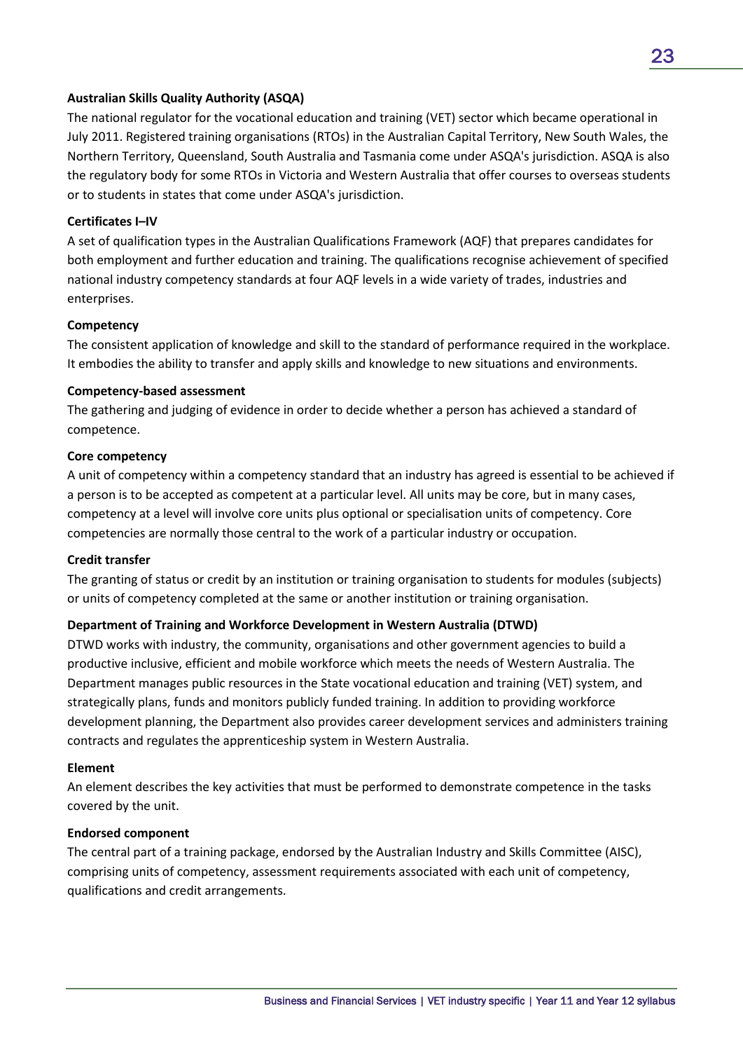**Australian Skills Quality Authority (ASQA)**

The national regulator for the vocational education and training (VET) sector which became operational in July 2011. Registered training organisations (RTOs) in the Australian Capital Territory, New South Wales, the Northern Territory, Queensland, South Australia and Tasmania come under ASQA's jurisdiction. ASQA is also the regulatory body for some RTOs in Victoria and Western Australia that offer courses to overseas students or to students in states that come under ASQA's jurisdiction.

**Certificates I–IV**

A set of qualification types in the Australian Qualifications Framework (AQF) that prepares candidates for both employment and further education and training. The qualifications recognise achievement of specified national industry competency standards at four AQF levels in a wide variety of trades, industries and enterprises.

**Competency**

The consistent application of knowledge and skill to the standard of performance required in the workplace. It embodies the ability to transfer and apply skills and knowledge to new situations and environments.

**Competency-based assessment**

The gathering and judging of evidence in order to decide whether a person has achieved a standard of competence.

**Core competency**

A unit of competency within a competency standard that an industry has agreed is essential to be achieved if a person is to be accepted as competent at a particular level. All units may be core, but in many cases, competency at a level will involve core units plus optional or specialisation units of competency. Core competencies are normally those central to the work of a particular industry or occupation.

**Credit transfer**

The granting of status or credit by an institution or training organisation to students for modules (subjects) or units of competency completed at the same or another institution or training organisation.

**Department of Training and Workforce Development in Western Australia (DTWD)**

DTWD works with industry, the community, organisations and other government agencies to build a productive inclusive, efficient and mobile workforce which meets the needs of Western Australia. The Department manages public resources in the State vocational education and training (VET) system, and strategically plans, funds and monitors publicly funded training. In addition to providing workforce development planning, the Department also provides career development services and administers training contracts and regulates the apprenticeship system in Western Australia.

**Element**

An element describes the key activities that must be performed to demonstrate competence in the tasks covered by the unit.

**Endorsed component**

The central part of a training package, endorsed by the Australian Industry and Skills Committee (AISC), comprising units of competency, assessment requirements associated with each unit of competency, qualifications and credit arrangements.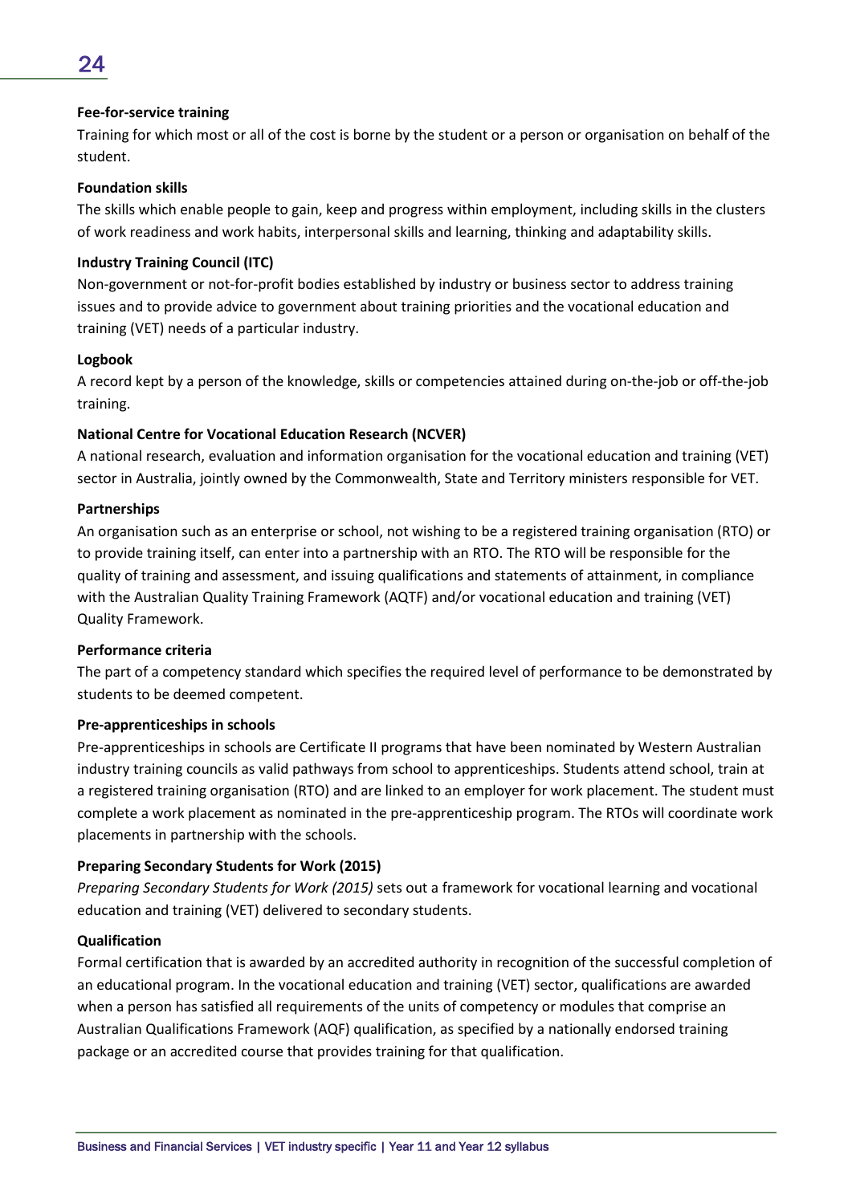**Fee-for-service training**

Training for which most or all of the cost is borne by the student or a person or organisation on behalf of the student.

**Foundation skills**

The skills which enable people to gain, keep and progress within employment, including skills in the clusters of work readiness and work habits, interpersonal skills and learning, thinking and adaptability skills.

**Industry Training Council (ITC)**

Non-government or not-for-profit bodies established by industry or business sector to address training issues and to provide advice to government about training priorities and the vocational education and training (VET) needs of a particular industry.

**Logbook**

A record kept by a person of the knowledge, skills or competencies attained during on-the-job or off-the-job training.

**National Centre for Vocational Education Research (NCVER)**

A national research, evaluation and information organisation for the vocational education and training (VET) sector in Australia, jointly owned by the Commonwealth, State and Territory ministers responsible for VET.

**Partnerships**

An organisation such as an enterprise or school, not wishing to be a registered training organisation (RTO) or to provide training itself, can enter into a partnership with an RTO. The RTO will be responsible for the quality of training and assessment, and issuing qualifications and statements of attainment, in compliance with the Australian Quality Training Framework (AQTF) and/or vocational education and training (VET) Quality Framework.

**Performance criteria**

The part of a competency standard which specifies the required level of performance to be demonstrated by students to be deemed competent.

**Pre-apprenticeships in schools**

Pre-apprenticeships in schools are Certificate II programs that have been nominated by Western Australian industry training councils as valid pathways from school to apprenticeships. Students attend school, train at a registered training organisation (RTO) and are linked to an employer for work placement. The student must complete a work placement as nominated in the pre-apprenticeship program. The RTOs will coordinate work placements in partnership with the schools.

**Preparing Secondary Students for Work (2015)**

*Preparing Secondary Students for Work (2015)* sets out a framework for vocational learning and vocational education and training (VET) delivered to secondary students.

**Qualification**

Formal certification that is awarded by an accredited authority in recognition of the successful completion of an educational program. In the vocational education and training (VET) sector, qualifications are awarded when a person has satisfied all requirements of the units of competency or modules that comprise an Australian Qualifications Framework (AQF) qualification, as specified by a nationally endorsed training package or an accredited course that provides training for that qualification.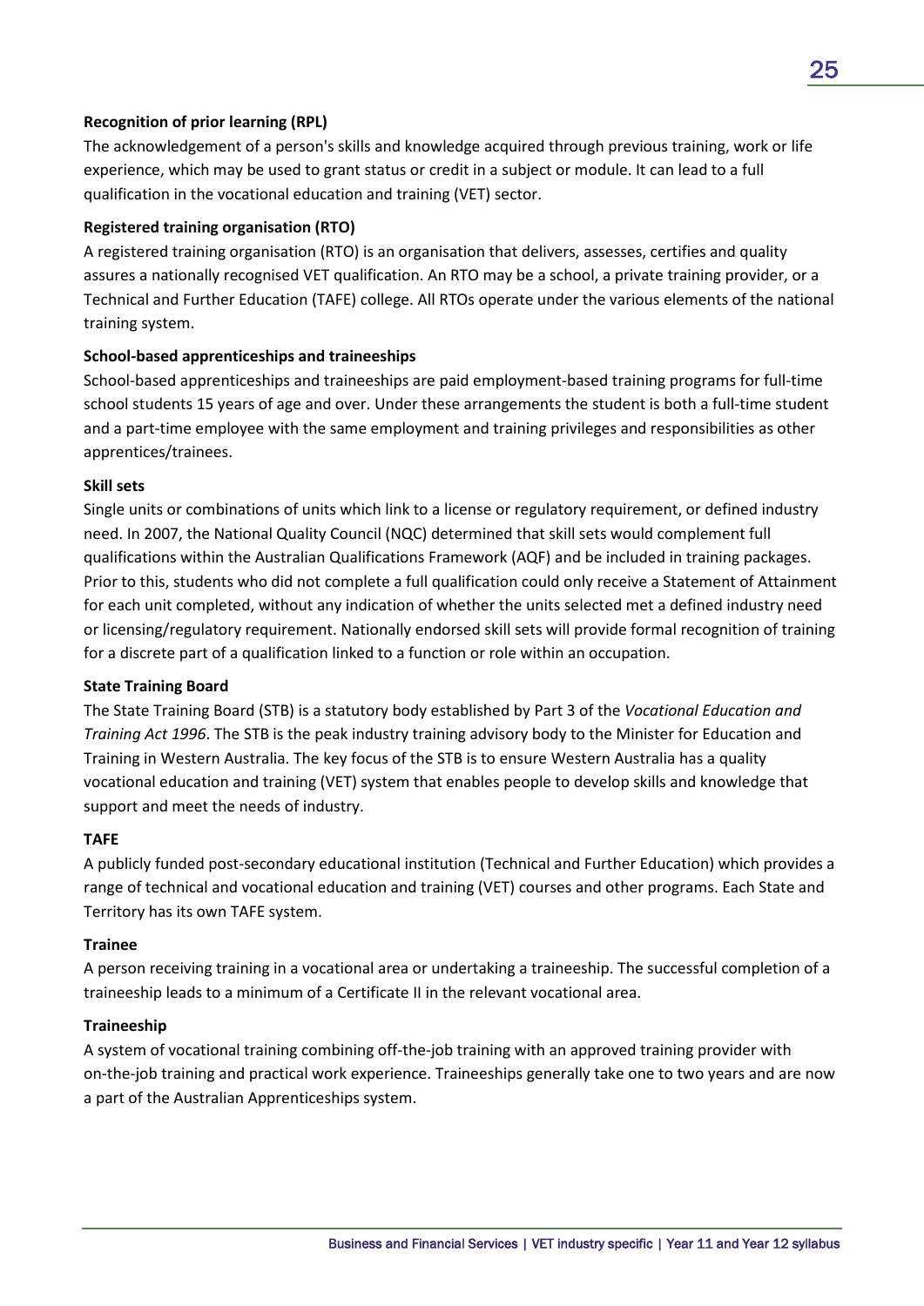**Recognition of prior learning (RPL)**

The acknowledgement of a person's skills and knowledge acquired through previous training, work or life experience, which may be used to grant status or credit in a subject or module. It can lead to a full qualification in the vocational education and training (VET) sector.

**Registered training organisation (RTO)**

A registered training organisation (RTO) is an organisation that delivers, assesses, certifies and quality assures a nationally recognised VET qualification. An RTO may be a school, a private training provider, or a Technical and Further Education (TAFE) college. All RTOs operate under the various elements of the national training system.

**School-based apprenticeships and traineeships**

School-based apprenticeships and traineeships are paid employment-based training programs for full-time school students 15 years of age and over. Under these arrangements the student is both a full-time student and a part-time employee with the same employment and training privileges and responsibilities as other apprentices/trainees.

**Skill sets**

Single units or combinations of units which link to a license or regulatory requirement, or defined industry need. In 2007, the National Quality Council (NQC) determined that skill sets would complement full qualifications within the Australian Qualifications Framework (AQF) and be included in training packages. Prior to this, students who did not complete a full qualification could only receive a Statement of Attainment for each unit completed, without any indication of whether the units selected met a defined industry need or licensing/regulatory requirement. Nationally endorsed skill sets will provide formal recognition of training for a discrete part of a qualification linked to a function or role within an occupation.

**State Training Board**

The State Training Board (STB) is a statutory body established by Part 3 of the *Vocational Education and Training Act 1996*. The STB is the peak industry training advisory body to the Minister for Education and Training in Western Australia. The key focus of the STB is to ensure Western Australia has a quality vocational education and training (VET) system that enables people to develop skills and knowledge that support and meet the needs of industry.

**TAFE**

A publicly funded post-secondary educational institution (Technical and Further Education) which provides a range of technical and vocational education and training (VET) courses and other programs. Each State and Territory has its own TAFE system.

**Trainee**

A person receiving training in a vocational area or undertaking a traineeship. The successful completion of a traineeship leads to a minimum of a Certificate II in the relevant vocational area.

**Traineeship**

A system of vocational training combining off-the-job training with an approved training provider with on-the-job training and practical work experience. Traineeships generally take one to two years and are now a part of the Australian Apprenticeships system.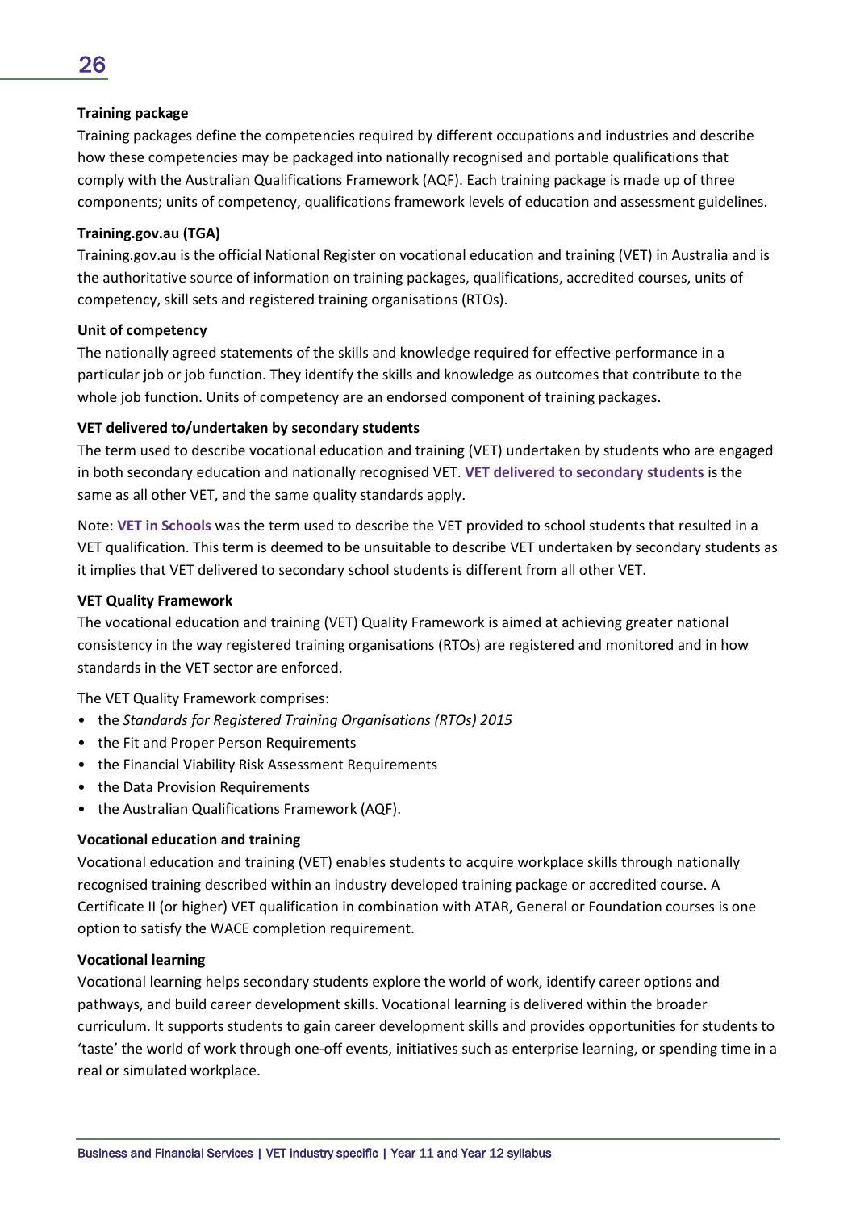**Training package**

Training packages define the competencies required by different occupations and industries and describe how these competencies may be packaged into nationally recognised and portable qualifications that comply with the Australian Qualifications Framework (AQF). Each training package is made up of three components; units of competency, qualifications framework levels of education and assessment guidelines.

**Training.gov.au (TGA)**

Training.gov.au is the official National Register on vocational education and training (VET) in Australia and is the authoritative source of information on training packages, qualifications, accredited courses, units of competency, skill sets and registered training organisations (RTOs).

**Unit of competency**

The nationally agreed statements of the skills and knowledge required for effective performance in a particular job or job function. They identify the skills and knowledge as outcomes that contribute to the whole job function. Units of competency are an endorsed component of training packages.

**VET delivered to/undertaken by secondary students**

The term used to describe vocational education and training (VET) undertaken by students who are engaged in both secondary education and nationally recognised VET. **VET delivered to secondary students** is the same as all other VET, and the same quality standards apply.

Note: **VET in Schools** was the term used to describe the VET provided to school students that resulted in a VET qualification. This term is deemed to be unsuitable to describe VET undertaken by secondary students as it implies that VET delivered to secondary school students is different from all other VET.

**VET Quality Framework**

The vocational education and training (VET) Quality Framework is aimed at achieving greater national consistency in the way registered training organisations (RTOs) are registered and monitored and in how standards in the VET sector are enforced.

The VET Quality Framework comprises:

- the *Standards for Registered Training Organisations (RTOs) 2015*
- the Fit and Proper Person Requirements
- the Financial Viability Risk Assessment Requirements
- the Data Provision Requirements
- the Australian Qualifications Framework (AQF).

**Vocational education and training**

Vocational education and training (VET) enables students to acquire workplace skills through nationally recognised training described within an industry developed training package or accredited course. A Certificate II (or higher) VET qualification in combination with ATAR, General or Foundation courses is one option to satisfy the WACE completion requirement.

**Vocational learning**

Vocational learning helps secondary students explore the world of work, identify career options and pathways, and build career development skills. Vocational learning is delivered within the broader curriculum. It supports students to gain career development skills and provides opportunities for students to 'taste' the world of work through one-off events, initiatives such as enterprise learning, or spending time in a real or simulated workplace.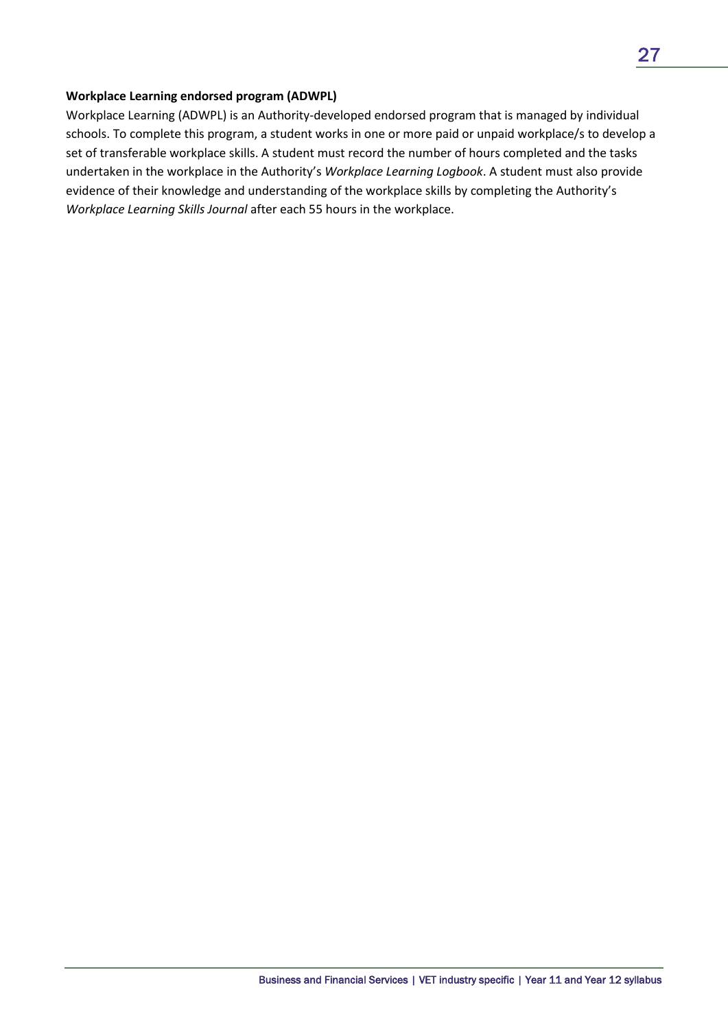**Workplace Learning endorsed program (ADWPL)**

Workplace Learning (ADWPL) is an Authority-developed endorsed program that is managed by individual schools. To complete this program, a student works in one or more paid or unpaid workplace/s to develop a set of transferable workplace skills. A student must record the number of hours completed and the tasks undertaken in the workplace in the Authority's *Workplace Learning Logbook*. A student must also provide evidence of their knowledge and understanding of the workplace skills by completing the Authority's *Workplace Learning Skills Journal* after each 55 hours in the workplace.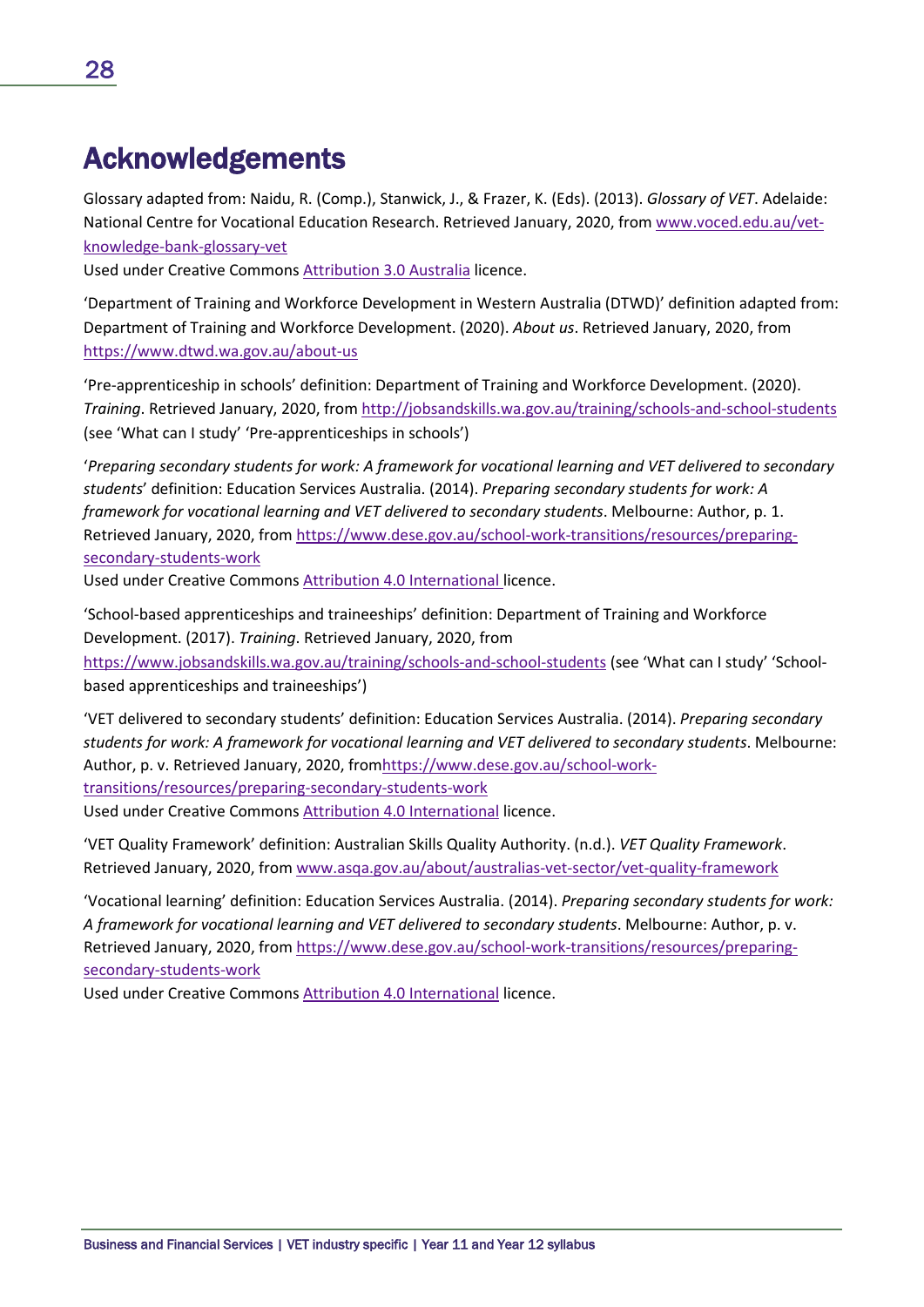# Acknowledgements

Glossary adapted from: Naidu, R. (Comp.), Stanwick, J., & Frazer, K. (Eds). (2013). *Glossary of VET*. Adelaide: National Centre for Vocational Education Research. Retrieved January, 2020, from [www.voced.edu.au/vet-knowledge-bank-glossary-vet](www.voced.edu.au/vet-knowledge-bank-glossary-vet)
Used under Creative Commons [Attribution 3.0 Australia](Attribution 3.0 Australia) licence.

'Department of Training and Workforce Development in Western Australia (DTWD)' definition adapted from: Department of Training and Workforce Development. (2020). *About us*. Retrieved January, 2020, from [https://www.dtwd.wa.gov.au/about-us](https://www.dtwd.wa.gov.au/about-us)

'Pre-apprenticeship in schools' definition: Department of Training and Workforce Development. (2020). *Training*. Retrieved January, 2020, from [http://jobsandskills.wa.gov.au/training/schools-and-school-students](http://jobsandskills.wa.gov.au/training/schools-and-school-students) (see 'What can I study' 'Pre-apprenticeships in schools')

'*Preparing secondary students for work: A framework for vocational learning and VET delivered to secondary students*' definition: Education Services Australia. (2014). *Preparing secondary students for work: A framework for vocational learning and VET delivered to secondary students*. Melbourne: Author, p. 1. Retrieved January, 2020, from [https://www.dese.gov.au/school-work-transitions/resources/preparing-secondary-students-work](https://www.dese.gov.au/school-work-transitions/resources/preparing-secondary-students-work)
Used under Creative Commons [Attribution 4.0 International](Attribution 4.0 International) licence.

'School-based apprenticeships and traineeships' definition: Department of Training and Workforce Development. (2017). *Training*. Retrieved January, 2020, from [https://www.jobsandskills.wa.gov.au/training/schools-and-school-students](https://www.jobsandskills.wa.gov.au/training/schools-and-school-students) (see 'What can I study' 'School-based apprenticeships and traineeships')

'VET delivered to secondary students' definition: Education Services Australia. (2014). *Preparing secondary students for work: A framework for vocational learning and VET delivered to secondary students*. Melbourne: Author, p. v. Retrieved January, 2020, from[https://www.dese.gov.au/school-work-transitions/resources/preparing-secondary-students-work](https://www.dese.gov.au/school-work-transitions/resources/preparing-secondary-students-work)
Used under Creative Commons [Attribution 4.0 International](Attribution 4.0 International) licence.

'VET Quality Framework' definition: Australian Skills Quality Authority. (n.d.). *VET Quality Framework*. Retrieved January, 2020, from [www.asqa.gov.au/about/australias-vet-sector/vet-quality-framework](www.asqa.gov.au/about/australias-vet-sector/vet-quality-framework)

'Vocational learning' definition: Education Services Australia. (2014). *Preparing secondary students for work: A framework for vocational learning and VET delivered to secondary students*. Melbourne: Author, p. v. Retrieved January, 2020, from [https://www.dese.gov.au/school-work-transitions/resources/preparing-secondary-students-work](https://www.dese.gov.au/school-work-transitions/resources/preparing-secondary-students-work)
Used under Creative Commons [Attribution 4.0 International](Attribution 4.0 International) licence.